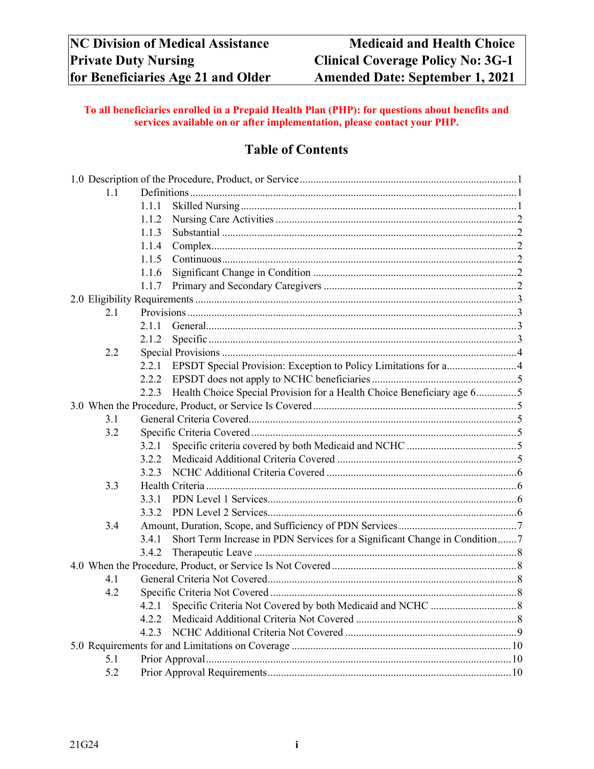| NC Division of Medical Assistance | Medicaid and Health Choice |
| --- | --- |
| Private Duty Nursing | Clinical Coverage Policy No: 3G-1 |
| for Beneficiaries Age 21 and Older | Amended Date: September 1, 2021 |

**To all beneficiaries enrolled in a Prepaid Health Plan (PHP): for questions about benefits and services available on or after implementation, please contact your PHP.**

## Table of Contents

1.0 Description of the Procedure, Product, or Service ........ 1
- 1.1 Definitions ........ 1
  - 1.1.1 Skilled Nursing ........ 1
  - 1.1.2 Nursing Care Activities ........ 2
  - 1.1.3 Substantial ........ 2
  - 1.1.4 Complex ........ 2
  - 1.1.5 Continuous ........ 2
  - 1.1.6 Significant Change in Condition ........ 2
  - 1.1.7 Primary and Secondary Caregivers ........ 2

2.0 Eligibility Requirements ........ 3
- 2.1 Provisions ........ 3
  - 2.1.1 General ........ 3
  - 2.1.2 Specific ........ 3
- 2.2 Special Provisions ........ 4
  - 2.2.1 EPSDT Special Provision: Exception to Policy Limitations for a ........ 4
  - 2.2.2 EPSDT does not apply to NCHC beneficiaries ........ 5
  - 2.2.3 Health Choice Special Provision for a Health Choice Beneficiary age 6 ........ 5

3.0 When the Procedure, Product, or Service Is Covered ........ 5
- 3.1 General Criteria Covered ........ 5
- 3.2 Specific Criteria Covered ........ 5
  - 3.2.1 Specific criteria covered by both Medicaid and NCHC ........ 5
  - 3.2.2 Medicaid Additional Criteria Covered ........ 5
  - 3.2.3 NCHC Additional Criteria Covered ........ 6
- 3.3 Health Criteria ........ 6
  - 3.3.1 PDN Level 1 Services ........ 6
  - 3.3.2 PDN Level 2 Services ........ 6
- 3.4 Amount, Duration, Scope, and Sufficiency of PDN Services ........ 7
  - 3.4.1 Short Term Increase in PDN Services for a Significant Change in Condition ........ 7
  - 3.4.2 Therapeutic Leave ........ 8

4.0 When the Procedure, Product, or Service Is Not Covered ........ 8
- 4.1 General Criteria Not Covered ........ 8
- 4.2 Specific Criteria Not Covered ........ 8
  - 4.2.1 Specific Criteria Not Covered by both Medicaid and NCHC ........ 8
  - 4.2.2 Medicaid Additional Criteria Not Covered ........ 8
  - 4.2.3 NCHC Additional Criteria Not Covered ........ 9

5.0 Requirements for and Limitations on Coverage ........ 10
- 5.1 Prior Approval ........ 10
- 5.2 Prior Approval Requirements ........ 10

21G24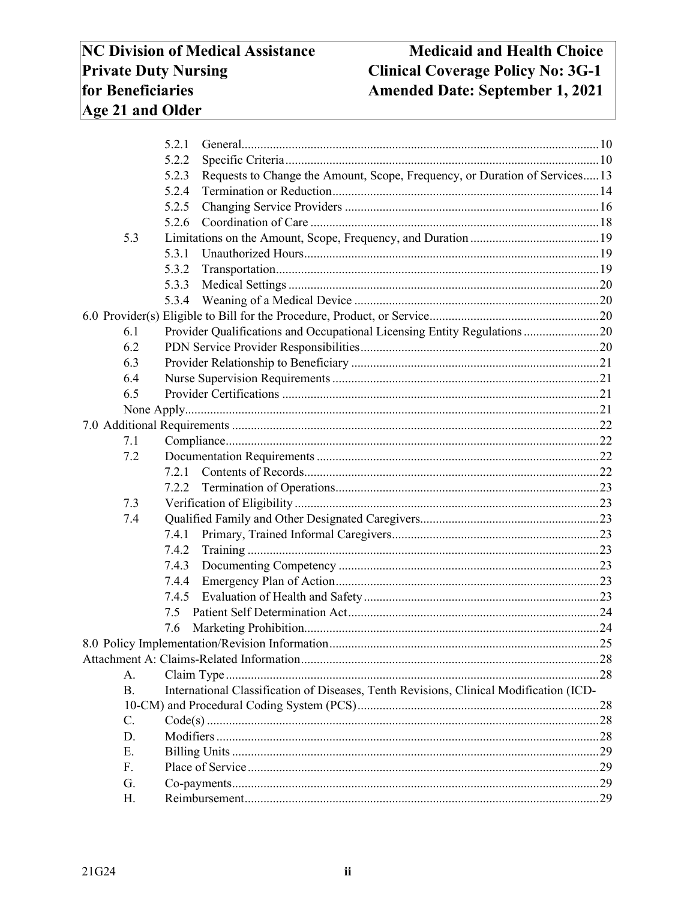5.2.1 General....................................................................................................10
5.2.2 Specific Criteria.......................................................................................10
5.2.3 Requests to Change the Amount, Scope, Frequency, or Duration of Services.....13
5.2.4 Termination or Reduction........................................................................14
5.2.5 Changing Service Providers ....................................................................16
5.2.6 Coordination of Care ..............................................................................18

5.3 Limitations on the Amount, Scope, Frequency, and Duration .........................................19

5.3.1 Unauthorized Hours................................................................................19
5.3.2 Transportation..........................................................................................19
5.3.3 Medical Settings ......................................................................................20
5.3.4 Weaning of a Medical Device .................................................................20

6.0 Provider(s) Eligible to Bill for the Procedure, Product, or Service......................................................20

6.1 Provider Qualifications and Occupational Licensing Entity Regulations.........................20
6.2 PDN Service Provider Responsibilities..............................................................................20
6.3 Provider Relationship to Beneficiary .................................................................................21
6.4 Nurse Supervision Requirements .......................................................................................21
6.5 Provider Certifications .......................................................................................................21

None Apply...................................................................................................................................21

7.0 Additional Requirements ..................................................................................................................22

7.1 Compliance.........................................................................................................................22
7.2 Documentation Requirements ............................................................................................22

7.2.1 Contents of Records.................................................................................22
7.2.2 Termination of Operations.......................................................................23

7.3 Verification of Eligibility ...................................................................................................23
7.4 Qualified Family and Other Designated Caregivers...........................................................23

7.4.1 Primary, Trained Informal Caregivers.....................................................23
7.4.2 Training ...................................................................................................23
7.4.3 Documenting Competency ......................................................................23
7.4.4 Emergency Plan of Action.......................................................................23
7.4.5 Evaluation of Health and Safety..............................................................23

7.5 Patient Self Determination Act..................................................................................24
7.6 Marketing Prohibition................................................................................................24

8.0 Policy Implementation/Revision Information.....................................................................................25

Attachment A: Claims-Related Information..............................................................................................28

A. Claim Type .........................................................................................................................28
B. International Classification of Diseases, Tenth Revisions, Clinical Modification (ICD-10-CM) and Procedural Coding System (PCS)..............................................................................28
C. Code(s) ...............................................................................................................................28
D. Modifiers ............................................................................................................................28
E. Billing Units .......................................................................................................................29
F. Place of Service ..................................................................................................................29
G. Co-payments.......................................................................................................................29
H. Reimbursement...................................................................................................................29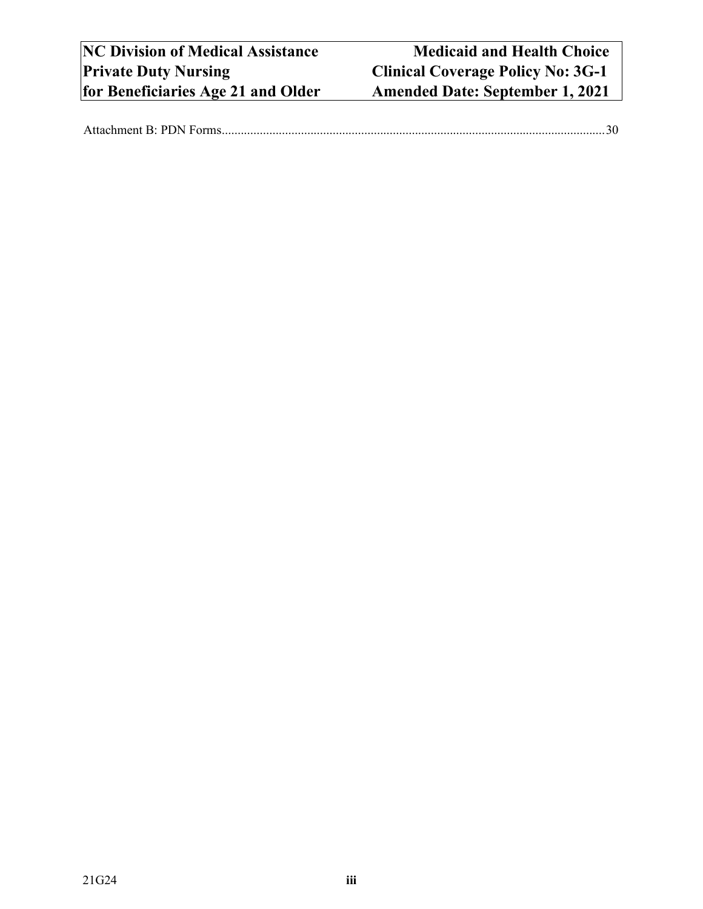Attachment B: PDN Forms........................................................................................................................30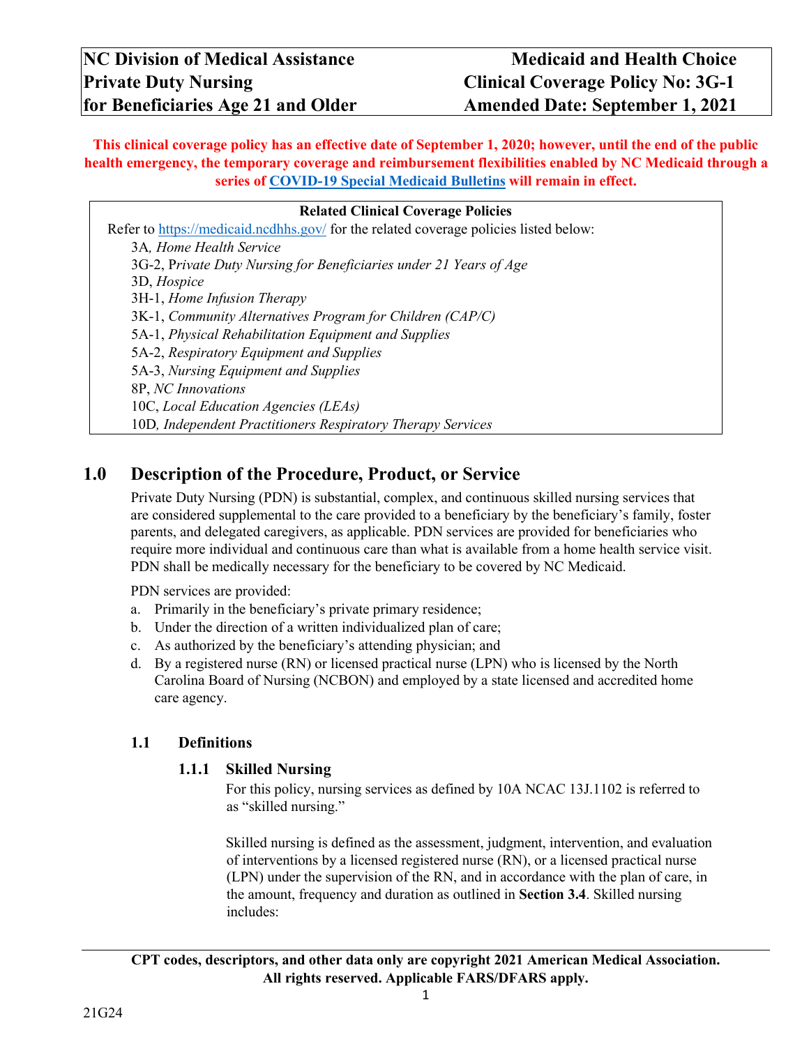**NC Division of Medical Assistance** | **Medicaid and Health Choice**
**Private Duty Nursing** | **Clinical Coverage Policy No: 3G-1**
**for Beneficiaries Age 21 and Older** | **Amended Date: September 1, 2021**

**This clinical coverage policy has an effective date of September 1, 2020; however, until the end of the public health emergency, the temporary coverage and reimbursement flexibilities enabled by NC Medicaid through a series of COVID-19 Special Medicaid Bulletins will remain in effect.**

**Related Clinical Coverage Policies**

Refer to https://medicaid.ncdhhs.gov/ for the related coverage policies listed below:

3A*, Home Health Service*
3G-2, P*rivate Duty Nursing for Beneficiaries under 21 Years of Age*
3D, *Hospice*
3H-1, *Home Infusion Therapy*
3K-1, *Community Alternatives Program for Children (CAP/C)*
5A-1, *Physical Rehabilitation Equipment and Supplies*
5A-2, *Respiratory Equipment and Supplies*
5A-3, *Nursing Equipment and Supplies*
8P, *NC Innovations*
10C, *Local Education Agencies (LEAs)*
10D*, Independent Practitioners Respiratory Therapy Services*

## 1.0 Description of the Procedure, Product, or Service

Private Duty Nursing (PDN) is substantial, complex, and continuous skilled nursing services that are considered supplemental to the care provided to a beneficiary by the beneficiary's family, foster parents, and delegated caregivers, as applicable. PDN services are provided for beneficiaries who require more individual and continuous care than what is available from a home health service visit. PDN shall be medically necessary for the beneficiary to be covered by NC Medicaid.

PDN services are provided:

a. Primarily in the beneficiary's private primary residence;
b. Under the direction of a written individualized plan of care;
c. As authorized by the beneficiary's attending physician; and
d. By a registered nurse (RN) or licensed practical nurse (LPN) who is licensed by the North Carolina Board of Nursing (NCBON) and employed by a state licensed and accredited home care agency.

### 1.1 Definitions

#### 1.1.1 Skilled Nursing

For this policy, nursing services as defined by 10A NCAC 13J.1102 is referred to as "skilled nursing."

Skilled nursing is defined as the assessment, judgment, intervention, and evaluation of interventions by a licensed registered nurse (RN), or a licensed practical nurse (LPN) under the supervision of the RN, and in accordance with the plan of care, in the amount, frequency and duration as outlined in **Section 3.4**. Skilled nursing includes:

**CPT codes, descriptors, and other data only are copyright 2021 American Medical Association. All rights reserved. Applicable FARS/DFARS apply.**

21G24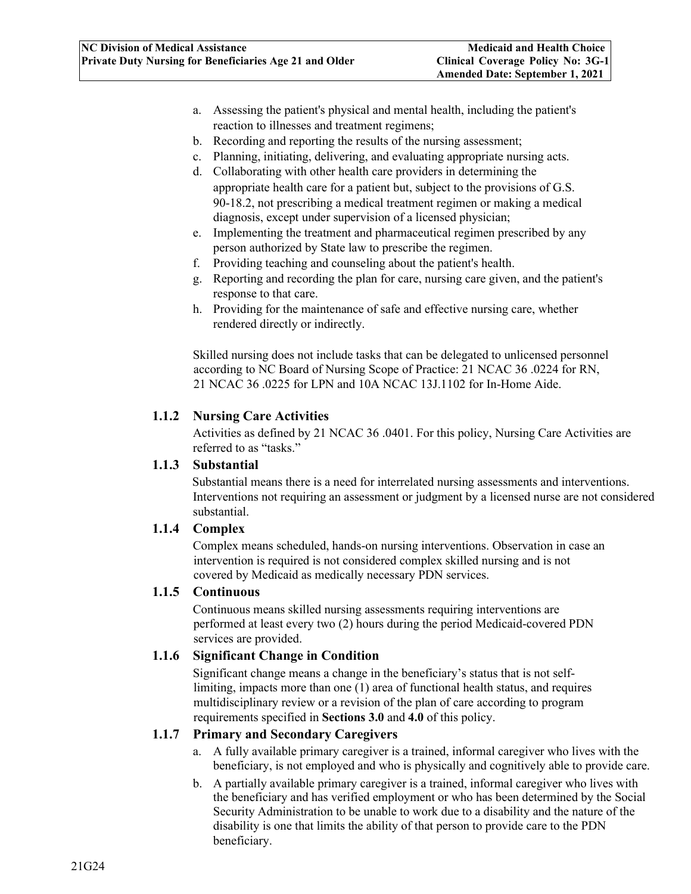a. Assessing the patient's physical and mental health, including the patient's reaction to illnesses and treatment regimens;
b. Recording and reporting the results of the nursing assessment;
c. Planning, initiating, delivering, and evaluating appropriate nursing acts.
d. Collaborating with other health care providers in determining the appropriate health care for a patient but, subject to the provisions of G.S. 90-18.2, not prescribing a medical treatment regimen or making a medical diagnosis, except under supervision of a licensed physician;
e. Implementing the treatment and pharmaceutical regimen prescribed by any person authorized by State law to prescribe the regimen.
f. Providing teaching and counseling about the patient's health.
g. Reporting and recording the plan for care, nursing care given, and the patient's response to that care.
h. Providing for the maintenance of safe and effective nursing care, whether rendered directly or indirectly.

Skilled nursing does not include tasks that can be delegated to unlicensed personnel according to NC Board of Nursing Scope of Practice: 21 NCAC 36 .0224 for RN, 21 NCAC 36 .0225 for LPN and 10A NCAC 13J.1102 for In-Home Aide.

### 1.1.2 Nursing Care Activities

Activities as defined by 21 NCAC 36 .0401. For this policy, Nursing Care Activities are referred to as "tasks."

### 1.1.3 Substantial

Substantial means there is a need for interrelated nursing assessments and interventions. Interventions not requiring an assessment or judgment by a licensed nurse are not considered substantial.

### 1.1.4 Complex

Complex means scheduled, hands-on nursing interventions. Observation in case an intervention is required is not considered complex skilled nursing and is not covered by Medicaid as medically necessary PDN services.

### 1.1.5 Continuous

Continuous means skilled nursing assessments requiring interventions are performed at least every two (2) hours during the period Medicaid-covered PDN services are provided.

### 1.1.6 Significant Change in Condition

Significant change means a change in the beneficiary's status that is not self-limiting, impacts more than one (1) area of functional health status, and requires multidisciplinary review or a revision of the plan of care according to program requirements specified in **Sections 3.0** and **4.0** of this policy.

### 1.1.7 Primary and Secondary Caregivers

a. A fully available primary caregiver is a trained, informal caregiver who lives with the beneficiary, is not employed and who is physically and cognitively able to provide care.
b. A partially available primary caregiver is a trained, informal caregiver who lives with the beneficiary and has verified employment or who has been determined by the Social Security Administration to be unable to work due to a disability and the nature of the disability is one that limits the ability of that person to provide care to the PDN beneficiary.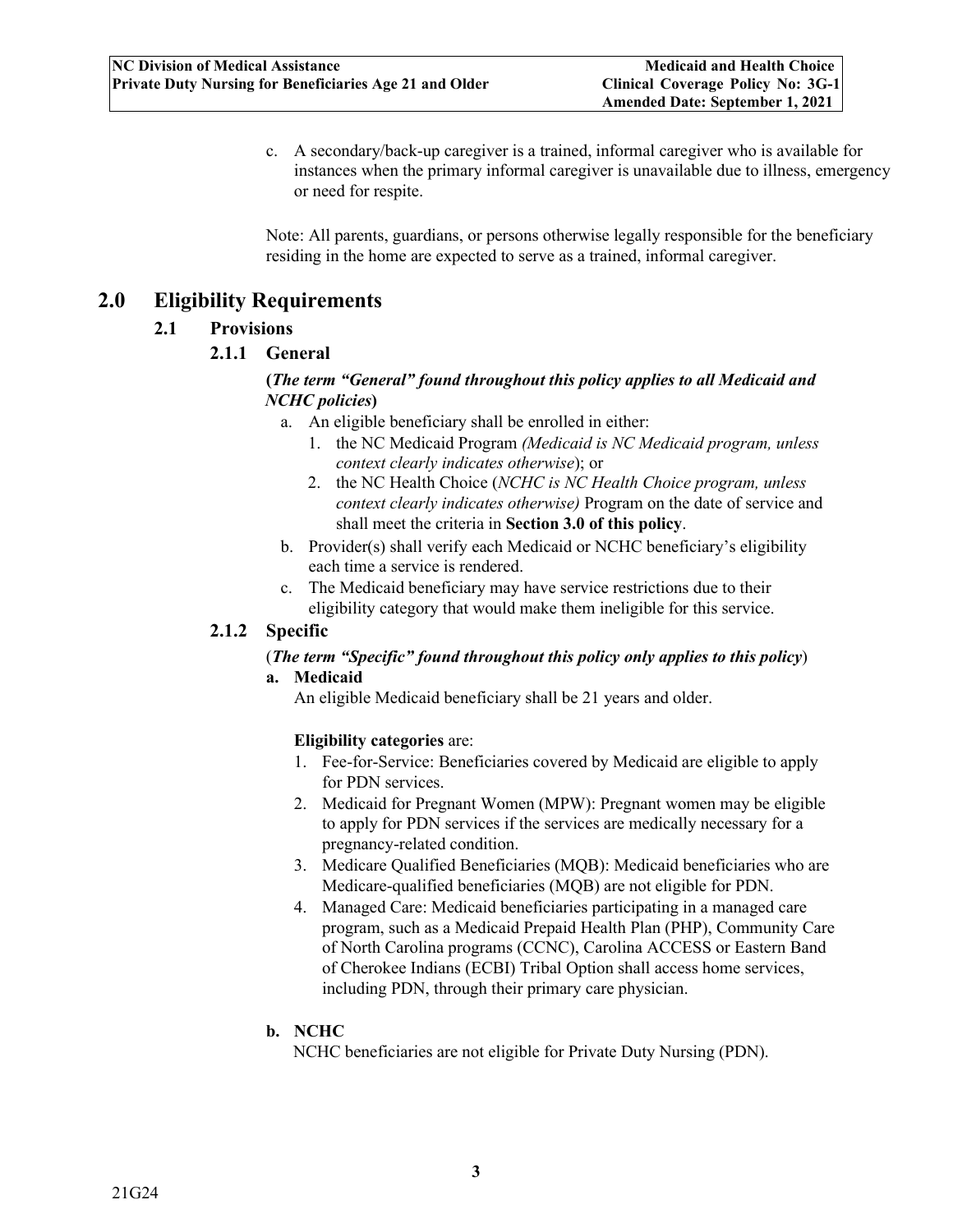c. A secondary/back-up caregiver is a trained, informal caregiver who is available for instances when the primary informal caregiver is unavailable due to illness, emergency or need for respite.

Note: All parents, guardians, or persons otherwise legally responsible for the beneficiary residing in the home are expected to serve as a trained, informal caregiver.

# 2.0 Eligibility Requirements

## 2.1 Provisions

### 2.1.1 General

**(*The term "General" found throughout this policy applies to all Medicaid and NCHC policies*)**

a. An eligible beneficiary shall be enrolled in either:
   1. the NC Medicaid Program *(Medicaid is NC Medicaid program, unless context clearly indicates otherwise*); or
   2. the NC Health Choice (*NCHC is NC Health Choice program, unless context clearly indicates otherwise)* Program on the date of service and shall meet the criteria in **Section 3.0 of this policy**.
b. Provider(s) shall verify each Medicaid or NCHC beneficiary's eligibility each time a service is rendered.
c. The Medicaid beneficiary may have service restrictions due to their eligibility category that would make them ineligible for this service.

### 2.1.2 Specific

(***The term "Specific" found throughout this policy only applies to this policy***)

**a. Medicaid**

An eligible Medicaid beneficiary shall be 21 years and older.

**Eligibility categories** are:

1. Fee-for-Service: Beneficiaries covered by Medicaid are eligible to apply for PDN services.
2. Medicaid for Pregnant Women (MPW): Pregnant women may be eligible to apply for PDN services if the services are medically necessary for a pregnancy-related condition.
3. Medicare Qualified Beneficiaries (MQB): Medicaid beneficiaries who are Medicare-qualified beneficiaries (MQB) are not eligible for PDN.
4. Managed Care: Medicaid beneficiaries participating in a managed care program, such as a Medicaid Prepaid Health Plan (PHP), Community Care of North Carolina programs (CCNC), Carolina ACCESS or Eastern Band of Cherokee Indians (ECBI) Tribal Option shall access home services, including PDN, through their primary care physician.

**b. NCHC**

NCHC beneficiaries are not eligible for Private Duty Nursing (PDN).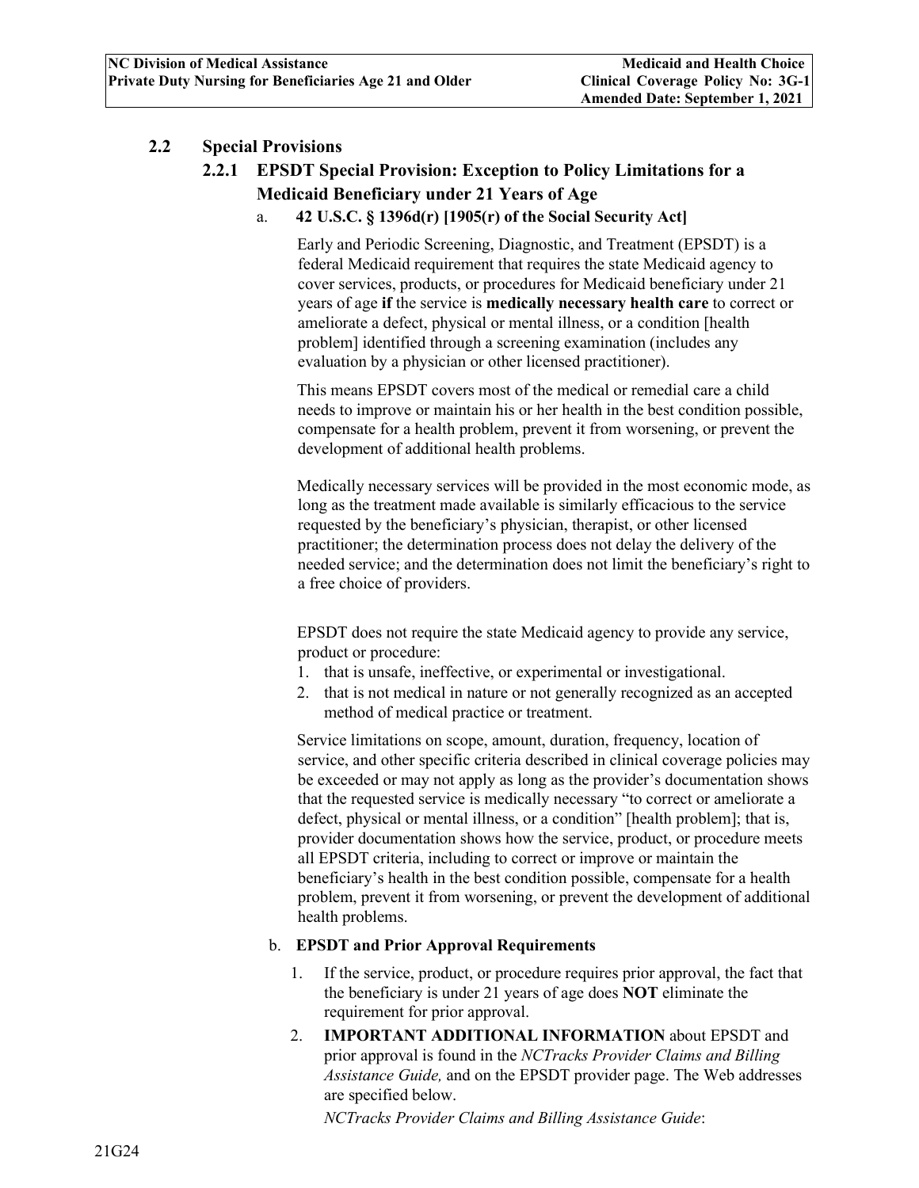## 2.2 Special Provisions

### 2.2.1 EPSDT Special Provision: Exception to Policy Limitations for a Medicaid Beneficiary under 21 Years of Age

a. **42 U.S.C. § 1396d(r) [1905(r) of the Social Security Act]**

Early and Periodic Screening, Diagnostic, and Treatment (EPSDT) is a federal Medicaid requirement that requires the state Medicaid agency to cover services, products, or procedures for Medicaid beneficiary under 21 years of age **if** the service is **medically necessary health care** to correct or ameliorate a defect, physical or mental illness, or a condition [health problem] identified through a screening examination (includes any evaluation by a physician or other licensed practitioner).

This means EPSDT covers most of the medical or remedial care a child needs to improve or maintain his or her health in the best condition possible, compensate for a health problem, prevent it from worsening, or prevent the development of additional health problems.

Medically necessary services will be provided in the most economic mode, as long as the treatment made available is similarly efficacious to the service requested by the beneficiary's physician, therapist, or other licensed practitioner; the determination process does not delay the delivery of the needed service; and the determination does not limit the beneficiary's right to a free choice of providers.

EPSDT does not require the state Medicaid agency to provide any service, product or procedure:

1. that is unsafe, ineffective, or experimental or investigational.
2. that is not medical in nature or not generally recognized as an accepted method of medical practice or treatment.

Service limitations on scope, amount, duration, frequency, location of service, and other specific criteria described in clinical coverage policies may be exceeded or may not apply as long as the provider's documentation shows that the requested service is medically necessary "to correct or ameliorate a defect, physical or mental illness, or a condition" [health problem]; that is, provider documentation shows how the service, product, or procedure meets all EPSDT criteria, including to correct or improve or maintain the beneficiary's health in the best condition possible, compensate for a health problem, prevent it from worsening, or prevent the development of additional health problems.

b. **EPSDT and Prior Approval Requirements**

1. If the service, product, or procedure requires prior approval, the fact that the beneficiary is under 21 years of age does **NOT** eliminate the requirement for prior approval.
2. **IMPORTANT ADDITIONAL INFORMATION** about EPSDT and prior approval is found in the *NCTracks Provider Claims and Billing Assistance Guide,* and on the EPSDT provider page. The Web addresses are specified below.

   *NCTracks Provider Claims and Billing Assistance Guide*: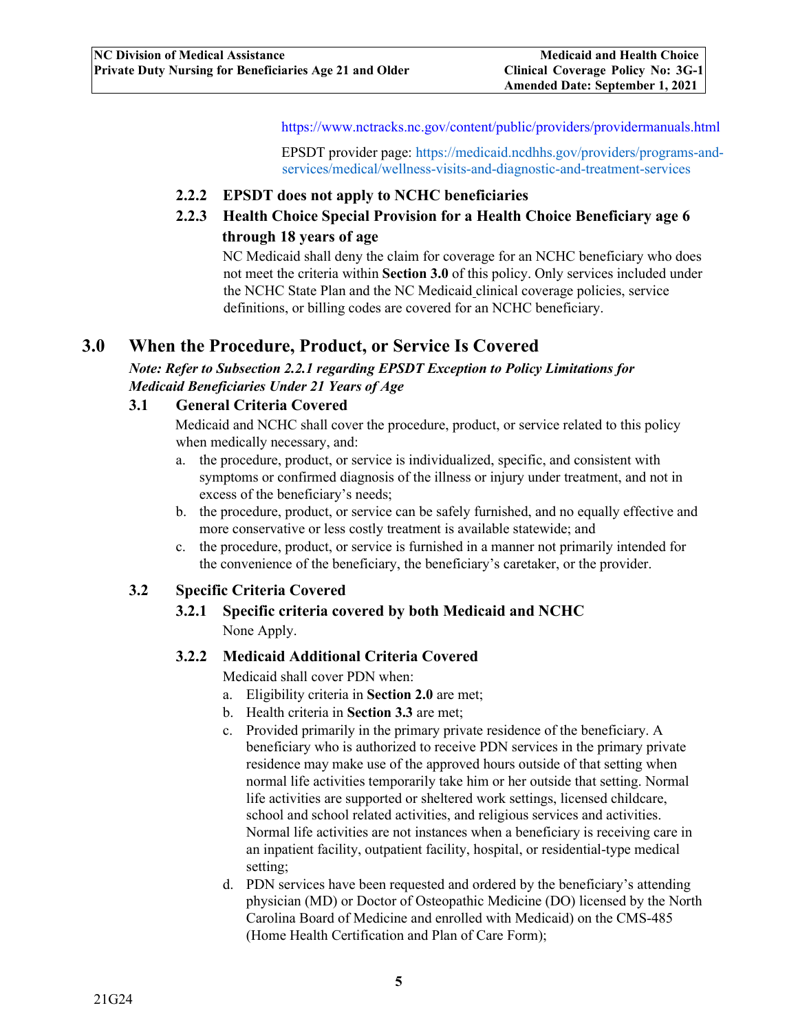https://www.nctracks.nc.gov/content/public/providers/providermanuals.html

EPSDT provider page: https://medicaid.ncdhhs.gov/providers/programs-and-services/medical/wellness-visits-and-diagnostic-and-treatment-services

#### 2.2.2 EPSDT does not apply to NCHC beneficiaries

#### 2.2.3 Health Choice Special Provision for a Health Choice Beneficiary age 6 through 18 years of age

NC Medicaid shall deny the claim for coverage for an NCHC beneficiary who does not meet the criteria within **Section 3.0** of this policy. Only services included under the NCHC State Plan and the NC Medicaid clinical coverage policies, service definitions, or billing codes are covered for an NCHC beneficiary.

## 3.0 When the Procedure, Product, or Service Is Covered

***Note: Refer to Subsection 2.2.1 regarding EPSDT Exception to Policy Limitations for Medicaid Beneficiaries Under 21 Years of Age***

### 3.1 General Criteria Covered

Medicaid and NCHC shall cover the procedure, product, or service related to this policy when medically necessary, and:

a. the procedure, product, or service is individualized, specific, and consistent with symptoms or confirmed diagnosis of the illness or injury under treatment, and not in excess of the beneficiary's needs;
b. the procedure, product, or service can be safely furnished, and no equally effective and more conservative or less costly treatment is available statewide; and
c. the procedure, product, or service is furnished in a manner not primarily intended for the convenience of the beneficiary, the beneficiary's caretaker, or the provider.

### 3.2 Specific Criteria Covered

#### 3.2.1 Specific criteria covered by both Medicaid and NCHC

None Apply.

#### 3.2.2 Medicaid Additional Criteria Covered

Medicaid shall cover PDN when:

a. Eligibility criteria in **Section 2.0** are met;
b. Health criteria in **Section 3.3** are met;
c. Provided primarily in the primary private residence of the beneficiary. A beneficiary who is authorized to receive PDN services in the primary private residence may make use of the approved hours outside of that setting when normal life activities temporarily take him or her outside that setting. Normal life activities are supported or sheltered work settings, licensed childcare, school and school related activities, and religious services and activities. Normal life activities are not instances when a beneficiary is receiving care in an inpatient facility, outpatient facility, hospital, or residential-type medical setting;
d. PDN services have been requested and ordered by the beneficiary's attending physician (MD) or Doctor of Osteopathic Medicine (DO) licensed by the North Carolina Board of Medicine and enrolled with Medicaid) on the CMS-485 (Home Health Certification and Plan of Care Form);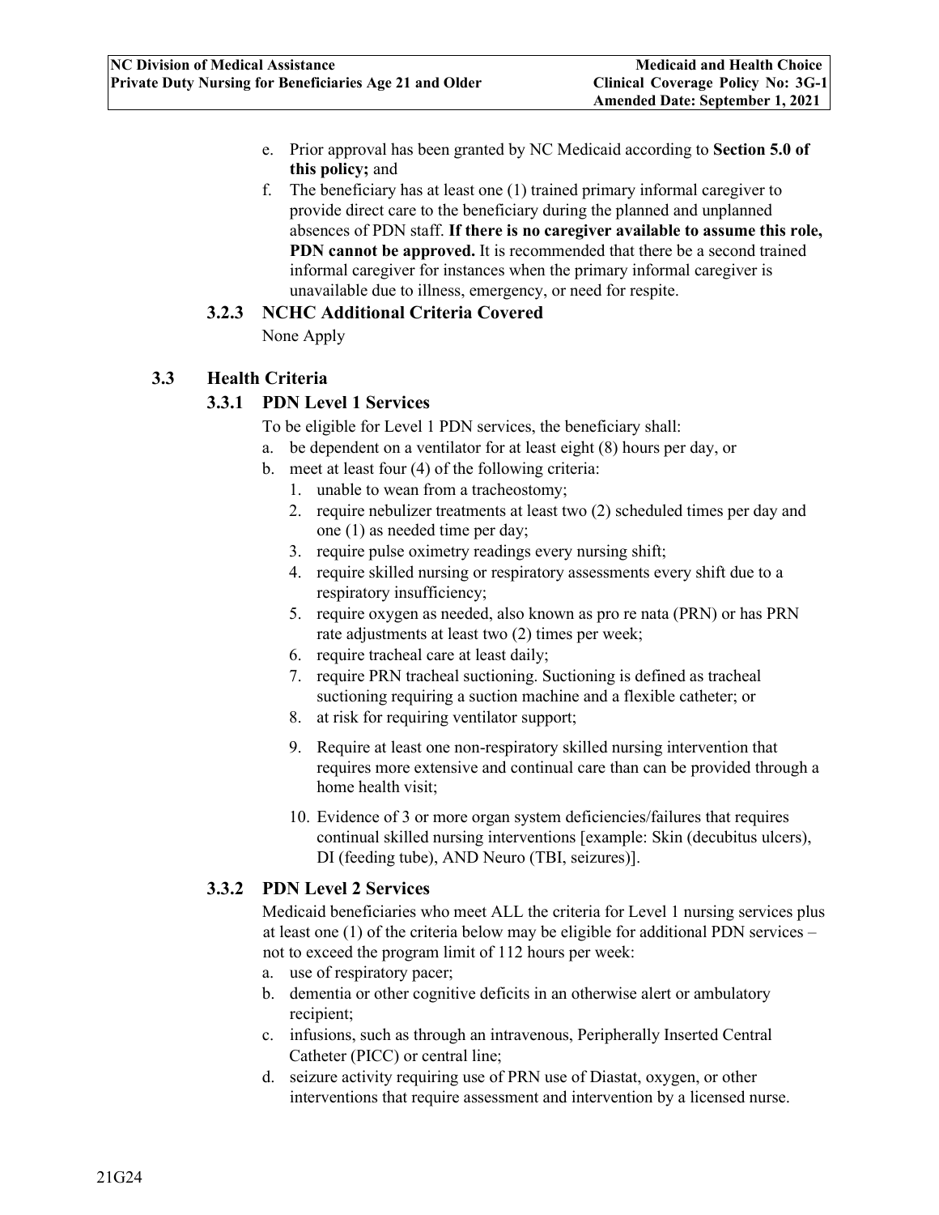e. Prior approval has been granted by NC Medicaid according to **Section 5.0 of this policy;** and
f. The beneficiary has at least one (1) trained primary informal caregiver to provide direct care to the beneficiary during the planned and unplanned absences of PDN staff. **If there is no caregiver available to assume this role, PDN cannot be approved.** It is recommended that there be a second trained informal caregiver for instances when the primary informal caregiver is unavailable due to illness, emergency, or need for respite.

#### 3.2.3 NCHC Additional Criteria Covered

None Apply

### 3.3 Health Criteria

#### 3.3.1 PDN Level 1 Services

To be eligible for Level 1 PDN services, the beneficiary shall:

a. be dependent on a ventilator for at least eight (8) hours per day, or
b. meet at least four (4) of the following criteria:
   1. unable to wean from a tracheostomy;
   2. require nebulizer treatments at least two (2) scheduled times per day and one (1) as needed time per day;
   3. require pulse oximetry readings every nursing shift;
   4. require skilled nursing or respiratory assessments every shift due to a respiratory insufficiency;
   5. require oxygen as needed, also known as pro re nata (PRN) or has PRN rate adjustments at least two (2) times per week;
   6. require tracheal care at least daily;
   7. require PRN tracheal suctioning. Suctioning is defined as tracheal suctioning requiring a suction machine and a flexible catheter; or
   8. at risk for requiring ventilator support;
   9. Require at least one non-respiratory skilled nursing intervention that requires more extensive and continual care than can be provided through a home health visit;
   10. Evidence of 3 or more organ system deficiencies/failures that requires continual skilled nursing interventions [example: Skin (decubitus ulcers), DI (feeding tube), AND Neuro (TBI, seizures)].

#### 3.3.2 PDN Level 2 Services

Medicaid beneficiaries who meet ALL the criteria for Level 1 nursing services plus at least one (1) of the criteria below may be eligible for additional PDN services – not to exceed the program limit of 112 hours per week:

a. use of respiratory pacer;
b. dementia or other cognitive deficits in an otherwise alert or ambulatory recipient;
c. infusions, such as through an intravenous, Peripherally Inserted Central Catheter (PICC) or central line;
d. seizure activity requiring use of PRN use of Diastat, oxygen, or other interventions that require assessment and intervention by a licensed nurse.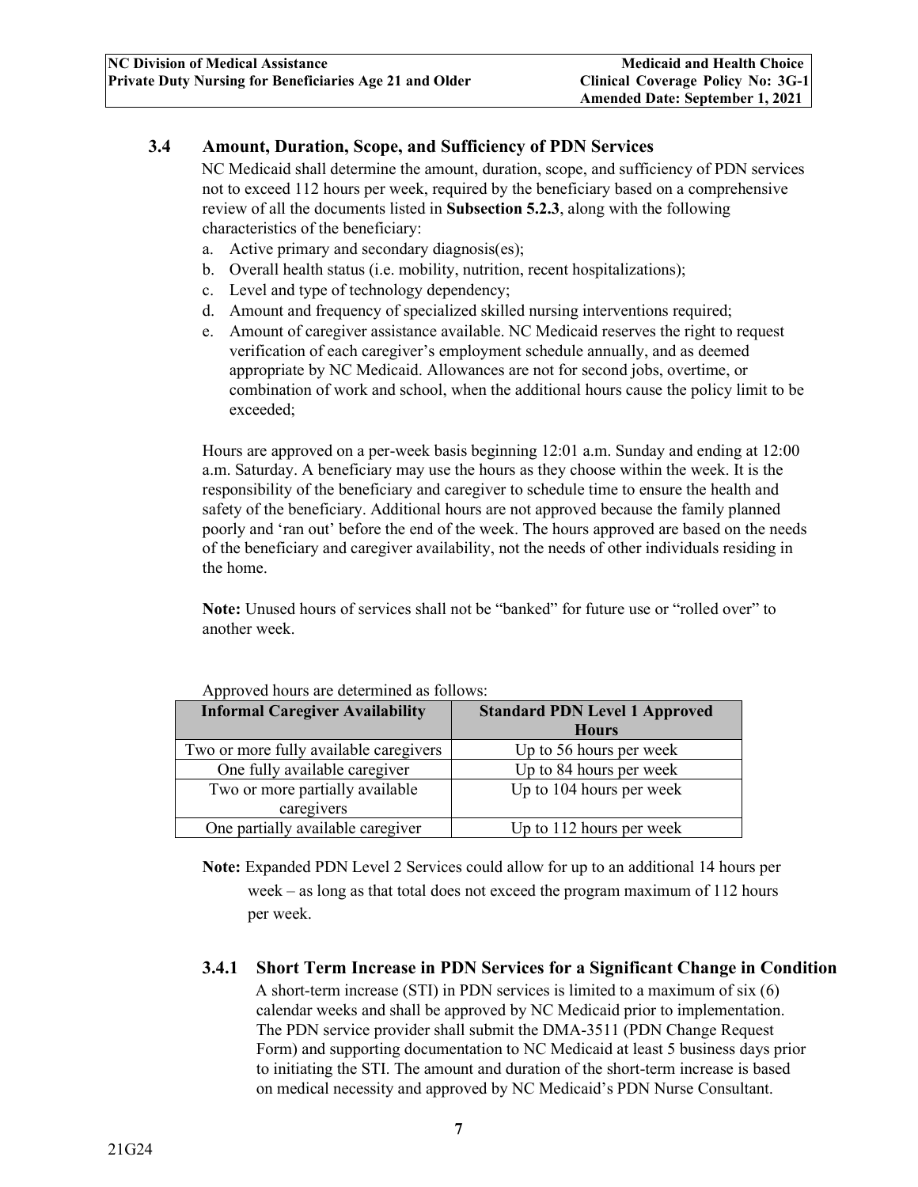### 3.4 Amount, Duration, Scope, and Sufficiency of PDN Services

NC Medicaid shall determine the amount, duration, scope, and sufficiency of PDN services not to exceed 112 hours per week, required by the beneficiary based on a comprehensive review of all the documents listed in **Subsection 5.2.3**, along with the following characteristics of the beneficiary:

a. Active primary and secondary diagnosis(es);
b. Overall health status (i.e. mobility, nutrition, recent hospitalizations);
c. Level and type of technology dependency;
d. Amount and frequency of specialized skilled nursing interventions required;
e. Amount of caregiver assistance available. NC Medicaid reserves the right to request verification of each caregiver's employment schedule annually, and as deemed appropriate by NC Medicaid. Allowances are not for second jobs, overtime, or combination of work and school, when the additional hours cause the policy limit to be exceeded;

Hours are approved on a per-week basis beginning 12:01 a.m. Sunday and ending at 12:00 a.m. Saturday. A beneficiary may use the hours as they choose within the week. It is the responsibility of the beneficiary and caregiver to schedule time to ensure the health and safety of the beneficiary. Additional hours are not approved because the family planned poorly and 'ran out' before the end of the week. The hours approved are based on the needs of the beneficiary and caregiver availability, not the needs of other individuals residing in the home.

**Note:** Unused hours of services shall not be "banked" for future use or "rolled over" to another week.

Approved hours are determined as follows:

| Informal Caregiver Availability | Standard PDN Level 1 Approved Hours |
|---|---|
| Two or more fully available caregivers | Up to 56 hours per week |
| One fully available caregiver | Up to 84 hours per week |
| Two or more partially available caregivers | Up to 104 hours per week |
| One partially available caregiver | Up to 112 hours per week |

**Note:** Expanded PDN Level 2 Services could allow for up to an additional 14 hours per week – as long as that total does not exceed the program maximum of 112 hours per week.

#### 3.4.1 Short Term Increase in PDN Services for a Significant Change in Condition

A short-term increase (STI) in PDN services is limited to a maximum of six (6) calendar weeks and shall be approved by NC Medicaid prior to implementation. The PDN service provider shall submit the DMA-3511 (PDN Change Request Form) and supporting documentation to NC Medicaid at least 5 business days prior to initiating the STI. The amount and duration of the short-term increase is based on medical necessity and approved by NC Medicaid's PDN Nurse Consultant.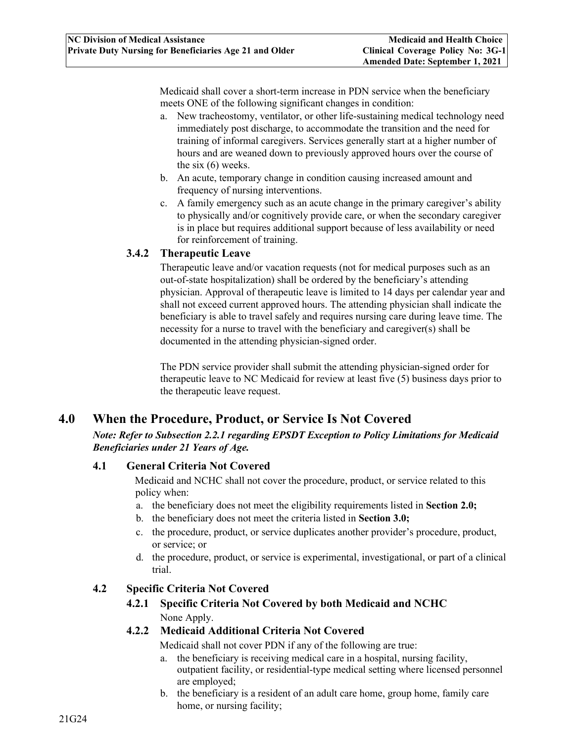Medicaid shall cover a short-term increase in PDN service when the beneficiary meets ONE of the following significant changes in condition:

a. New tracheostomy, ventilator, or other life-sustaining medical technology need immediately post discharge, to accommodate the transition and the need for training of informal caregivers. Services generally start at a higher number of hours and are weaned down to previously approved hours over the course of the six (6) weeks.
b. An acute, temporary change in condition causing increased amount and frequency of nursing interventions.
c. A family emergency such as an acute change in the primary caregiver's ability to physically and/or cognitively provide care, or when the secondary caregiver is in place but requires additional support because of less availability or need for reinforcement of training.

#### 3.4.2 Therapeutic Leave

Therapeutic leave and/or vacation requests (not for medical purposes such as an out-of-state hospitalization) shall be ordered by the beneficiary's attending physician. Approval of therapeutic leave is limited to 14 days per calendar year and shall not exceed current approved hours. The attending physician shall indicate the beneficiary is able to travel safely and requires nursing care during leave time. The necessity for a nurse to travel with the beneficiary and caregiver(s) shall be documented in the attending physician-signed order.

The PDN service provider shall submit the attending physician-signed order for therapeutic leave to NC Medicaid for review at least five (5) business days prior to the therapeutic leave request.

# 4.0 When the Procedure, Product, or Service Is Not Covered

***Note: Refer to Subsection 2.2.1 regarding EPSDT Exception to Policy Limitations for Medicaid Beneficiaries under 21 Years of Age.***

## 4.1 General Criteria Not Covered

Medicaid and NCHC shall not cover the procedure, product, or service related to this policy when:

a. the beneficiary does not meet the eligibility requirements listed in **Section 2.0;**
b. the beneficiary does not meet the criteria listed in **Section 3.0;**
c. the procedure, product, or service duplicates another provider's procedure, product, or service; or
d. the procedure, product, or service is experimental, investigational, or part of a clinical trial.

## 4.2 Specific Criteria Not Covered

### 4.2.1 Specific Criteria Not Covered by both Medicaid and NCHC

None Apply.

### 4.2.2 Medicaid Additional Criteria Not Covered

Medicaid shall not cover PDN if any of the following are true:

a. the beneficiary is receiving medical care in a hospital, nursing facility, outpatient facility, or residential-type medical setting where licensed personnel are employed;
b. the beneficiary is a resident of an adult care home, group home, family care home, or nursing facility;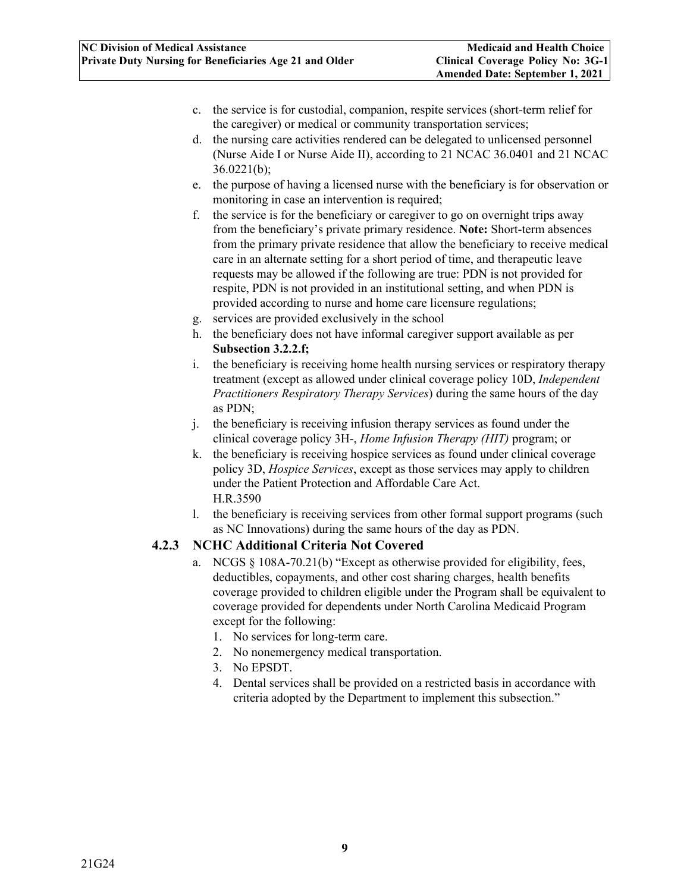c. the service is for custodial, companion, respite services (short-term relief for the caregiver) or medical or community transportation services;
d. the nursing care activities rendered can be delegated to unlicensed personnel (Nurse Aide I or Nurse Aide II), according to 21 NCAC 36.0401 and 21 NCAC 36.0221(b);
e. the purpose of having a licensed nurse with the beneficiary is for observation or monitoring in case an intervention is required;
f. the service is for the beneficiary or caregiver to go on overnight trips away from the beneficiary's private primary residence. **Note:** Short-term absences from the primary private residence that allow the beneficiary to receive medical care in an alternate setting for a short period of time, and therapeutic leave requests may be allowed if the following are true: PDN is not provided for respite, PDN is not provided in an institutional setting, and when PDN is provided according to nurse and home care licensure regulations;
g. services are provided exclusively in the school
h. the beneficiary does not have informal caregiver support available as per **Subsection 3.2.2.f;**
i. the beneficiary is receiving home health nursing services or respiratory therapy treatment (except as allowed under clinical coverage policy 10D, *Independent Practitioners Respiratory Therapy Services*) during the same hours of the day as PDN;
j. the beneficiary is receiving infusion therapy services as found under the clinical coverage policy 3H-, *Home Infusion Therapy (HIT)* program; or
k. the beneficiary is receiving hospice services as found under clinical coverage policy 3D, *Hospice Services*, except as those services may apply to children under the Patient Protection and Affordable Care Act. H.R.3590
l. the beneficiary is receiving services from other formal support programs (such as NC Innovations) during the same hours of the day as PDN.

### 4.2.3 NCHC Additional Criteria Not Covered

a. NCGS § 108A-70.21(b) "Except as otherwise provided for eligibility, fees, deductibles, copayments, and other cost sharing charges, health benefits coverage provided to children eligible under the Program shall be equivalent to coverage provided for dependents under North Carolina Medicaid Program except for the following:
   1. No services for long-term care.
   2. No nonemergency medical transportation.
   3. No EPSDT.
   4. Dental services shall be provided on a restricted basis in accordance with criteria adopted by the Department to implement this subsection."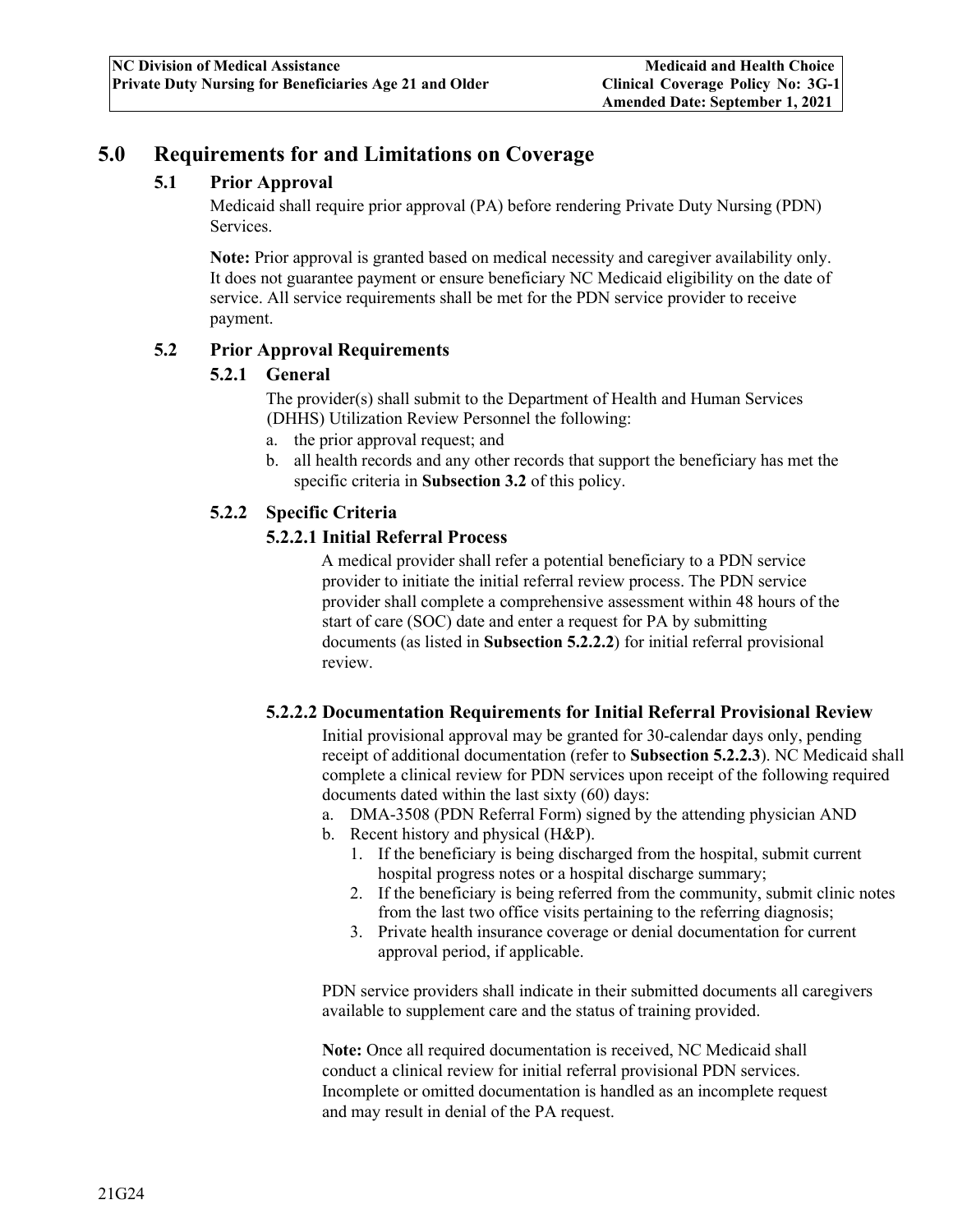# 5.0 Requirements for and Limitations on Coverage

## 5.1 Prior Approval

Medicaid shall require prior approval (PA) before rendering Private Duty Nursing (PDN) Services.

**Note:** Prior approval is granted based on medical necessity and caregiver availability only. It does not guarantee payment or ensure beneficiary NC Medicaid eligibility on the date of service. All service requirements shall be met for the PDN service provider to receive payment.

## 5.2 Prior Approval Requirements

### 5.2.1 General

The provider(s) shall submit to the Department of Health and Human Services (DHHS) Utilization Review Personnel the following:

a. the prior approval request; and
b. all health records and any other records that support the beneficiary has met the specific criteria in **Subsection 3.2** of this policy.

### 5.2.2 Specific Criteria

#### 5.2.2.1 Initial Referral Process

A medical provider shall refer a potential beneficiary to a PDN service provider to initiate the initial referral review process. The PDN service provider shall complete a comprehensive assessment within 48 hours of the start of care (SOC) date and enter a request for PA by submitting documents (as listed in **Subsection 5.2.2.2**) for initial referral provisional review.

#### 5.2.2.2 Documentation Requirements for Initial Referral Provisional Review

Initial provisional approval may be granted for 30-calendar days only, pending receipt of additional documentation (refer to **Subsection 5.2.2.3**). NC Medicaid shall complete a clinical review for PDN services upon receipt of the following required documents dated within the last sixty (60) days:

a. DMA-3508 (PDN Referral Form) signed by the attending physician AND
b. Recent history and physical (H&P).
   1. If the beneficiary is being discharged from the hospital, submit current hospital progress notes or a hospital discharge summary;
   2. If the beneficiary is being referred from the community, submit clinic notes from the last two office visits pertaining to the referring diagnosis;
   3. Private health insurance coverage or denial documentation for current approval period, if applicable.

PDN service providers shall indicate in their submitted documents all caregivers available to supplement care and the status of training provided.

**Note:** Once all required documentation is received, NC Medicaid shall conduct a clinical review for initial referral provisional PDN services. Incomplete or omitted documentation is handled as an incomplete request and may result in denial of the PA request.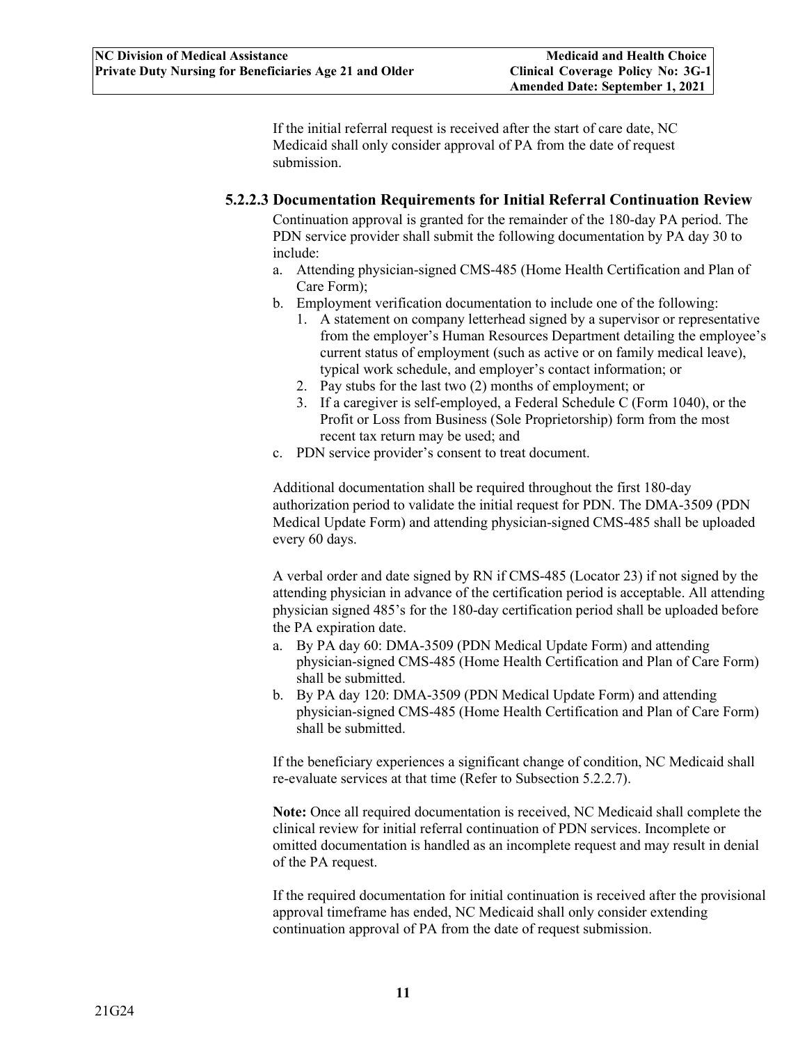If the initial referral request is received after the start of care date, NC Medicaid shall only consider approval of PA from the date of request submission.

#### 5.2.2.3 Documentation Requirements for Initial Referral Continuation Review

Continuation approval is granted for the remainder of the 180-day PA period. The PDN service provider shall submit the following documentation by PA day 30 to include:

a. Attending physician-signed CMS-485 (Home Health Certification and Plan of Care Form);
b. Employment verification documentation to include one of the following:
   1. A statement on company letterhead signed by a supervisor or representative from the employer's Human Resources Department detailing the employee's current status of employment (such as active or on family medical leave), typical work schedule, and employer's contact information; or
   2. Pay stubs for the last two (2) months of employment; or
   3. If a caregiver is self-employed, a Federal Schedule C (Form 1040), or the Profit or Loss from Business (Sole Proprietorship) form from the most recent tax return may be used; and
c. PDN service provider's consent to treat document.

Additional documentation shall be required throughout the first 180-day authorization period to validate the initial request for PDN. The DMA-3509 (PDN Medical Update Form) and attending physician-signed CMS-485 shall be uploaded every 60 days.

A verbal order and date signed by RN if CMS-485 (Locator 23) if not signed by the attending physician in advance of the certification period is acceptable. All attending physician signed 485's for the 180-day certification period shall be uploaded before the PA expiration date.

a. By PA day 60: DMA-3509 (PDN Medical Update Form) and attending physician-signed CMS-485 (Home Health Certification and Plan of Care Form) shall be submitted.
b. By PA day 120: DMA-3509 (PDN Medical Update Form) and attending physician-signed CMS-485 (Home Health Certification and Plan of Care Form) shall be submitted.

If the beneficiary experiences a significant change of condition, NC Medicaid shall re-evaluate services at that time (Refer to Subsection 5.2.2.7).

**Note:** Once all required documentation is received, NC Medicaid shall complete the clinical review for initial referral continuation of PDN services. Incomplete or omitted documentation is handled as an incomplete request and may result in denial of the PA request.

If the required documentation for initial continuation is received after the provisional approval timeframe has ended, NC Medicaid shall only consider extending continuation approval of PA from the date of request submission.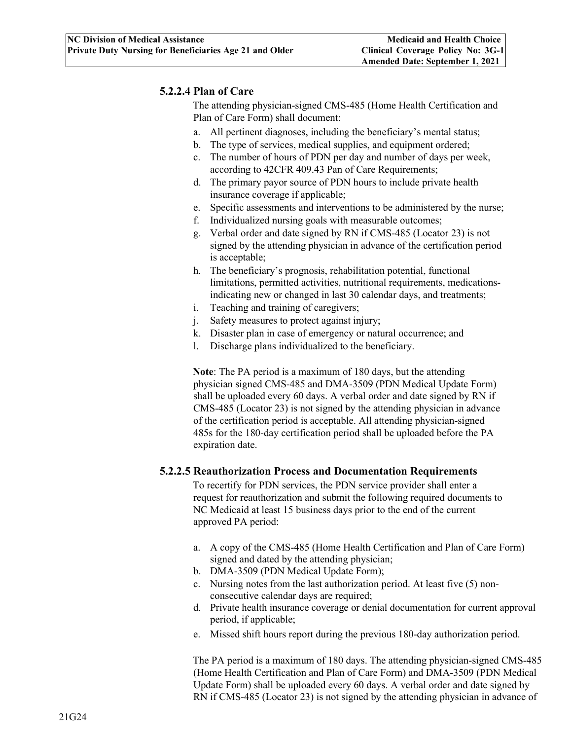#### 5.2.2.4 Plan of Care

The attending physician-signed CMS-485 (Home Health Certification and Plan of Care Form) shall document:

a. All pertinent diagnoses, including the beneficiary's mental status;
b. The type of services, medical supplies, and equipment ordered;
c. The number of hours of PDN per day and number of days per week, according to 42CFR 409.43 Pan of Care Requirements;
d. The primary payor source of PDN hours to include private health insurance coverage if applicable;
e. Specific assessments and interventions to be administered by the nurse;
f. Individualized nursing goals with measurable outcomes;
g. Verbal order and date signed by RN if CMS-485 (Locator 23) is not signed by the attending physician in advance of the certification period is acceptable;
h. The beneficiary's prognosis, rehabilitation potential, functional limitations, permitted activities, nutritional requirements, medications-indicating new or changed in last 30 calendar days, and treatments;
i. Teaching and training of caregivers;
j. Safety measures to protect against injury;
k. Disaster plan in case of emergency or natural occurrence; and
l. Discharge plans individualized to the beneficiary.

**Note**: The PA period is a maximum of 180 days, but the attending physician signed CMS-485 and DMA-3509 (PDN Medical Update Form) shall be uploaded every 60 days. A verbal order and date signed by RN if CMS-485 (Locator 23) is not signed by the attending physician in advance of the certification period is acceptable. All attending physician-signed 485s for the 180-day certification period shall be uploaded before the PA expiration date.

#### 5.2.2.5 Reauthorization Process and Documentation Requirements

To recertify for PDN services, the PDN service provider shall enter a request for reauthorization and submit the following required documents to NC Medicaid at least 15 business days prior to the end of the current approved PA period:

a. A copy of the CMS-485 (Home Health Certification and Plan of Care Form) signed and dated by the attending physician;
b. DMA-3509 (PDN Medical Update Form);
c. Nursing notes from the last authorization period. At least five (5) non-consecutive calendar days are required;
d. Private health insurance coverage or denial documentation for current approval period, if applicable;
e. Missed shift hours report during the previous 180-day authorization period.

The PA period is a maximum of 180 days. The attending physician-signed CMS-485 (Home Health Certification and Plan of Care Form) and DMA-3509 (PDN Medical Update Form) shall be uploaded every 60 days. A verbal order and date signed by RN if CMS-485 (Locator 23) is not signed by the attending physician in advance of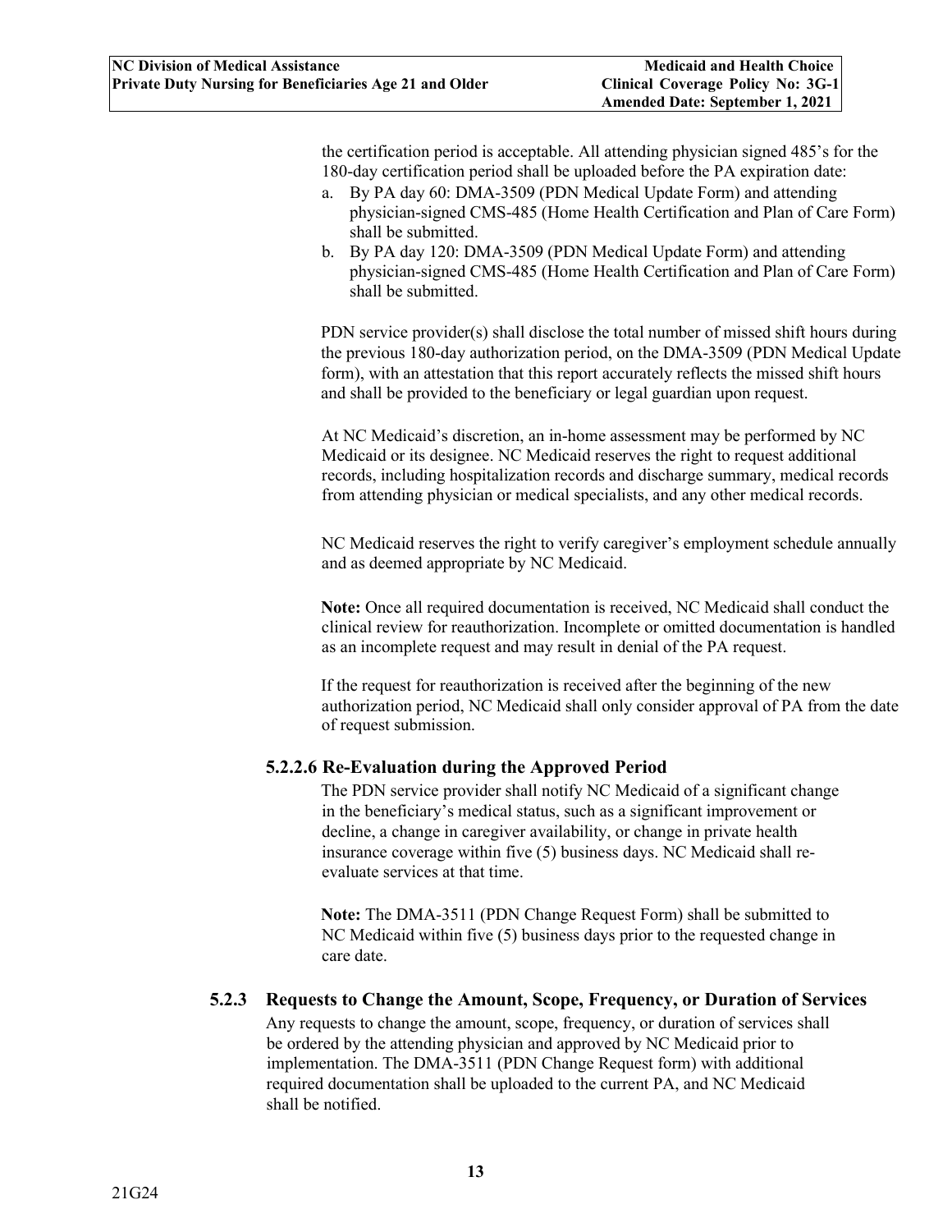the certification period is acceptable. All attending physician signed 485's for the 180-day certification period shall be uploaded before the PA expiration date:

a. By PA day 60: DMA-3509 (PDN Medical Update Form) and attending physician-signed CMS-485 (Home Health Certification and Plan of Care Form) shall be submitted.
b. By PA day 120: DMA-3509 (PDN Medical Update Form) and attending physician-signed CMS-485 (Home Health Certification and Plan of Care Form) shall be submitted.

PDN service provider(s) shall disclose the total number of missed shift hours during the previous 180-day authorization period, on the DMA-3509 (PDN Medical Update form), with an attestation that this report accurately reflects the missed shift hours and shall be provided to the beneficiary or legal guardian upon request.

At NC Medicaid's discretion, an in-home assessment may be performed by NC Medicaid or its designee. NC Medicaid reserves the right to request additional records, including hospitalization records and discharge summary, medical records from attending physician or medical specialists, and any other medical records.

NC Medicaid reserves the right to verify caregiver's employment schedule annually and as deemed appropriate by NC Medicaid.

**Note:** Once all required documentation is received, NC Medicaid shall conduct the clinical review for reauthorization. Incomplete or omitted documentation is handled as an incomplete request and may result in denial of the PA request.

If the request for reauthorization is received after the beginning of the new authorization period, NC Medicaid shall only consider approval of PA from the date of request submission.

#### 5.2.2.6 Re-Evaluation during the Approved Period

The PDN service provider shall notify NC Medicaid of a significant change in the beneficiary's medical status, such as a significant improvement or decline, a change in caregiver availability, or change in private health insurance coverage within five (5) business days. NC Medicaid shall re-evaluate services at that time.

**Note:** The DMA-3511 (PDN Change Request Form) shall be submitted to NC Medicaid within five (5) business days prior to the requested change in care date.

### 5.2.3 Requests to Change the Amount, Scope, Frequency, or Duration of Services

Any requests to change the amount, scope, frequency, or duration of services shall be ordered by the attending physician and approved by NC Medicaid prior to implementation. The DMA-3511 (PDN Change Request form) with additional required documentation shall be uploaded to the current PA, and NC Medicaid shall be notified.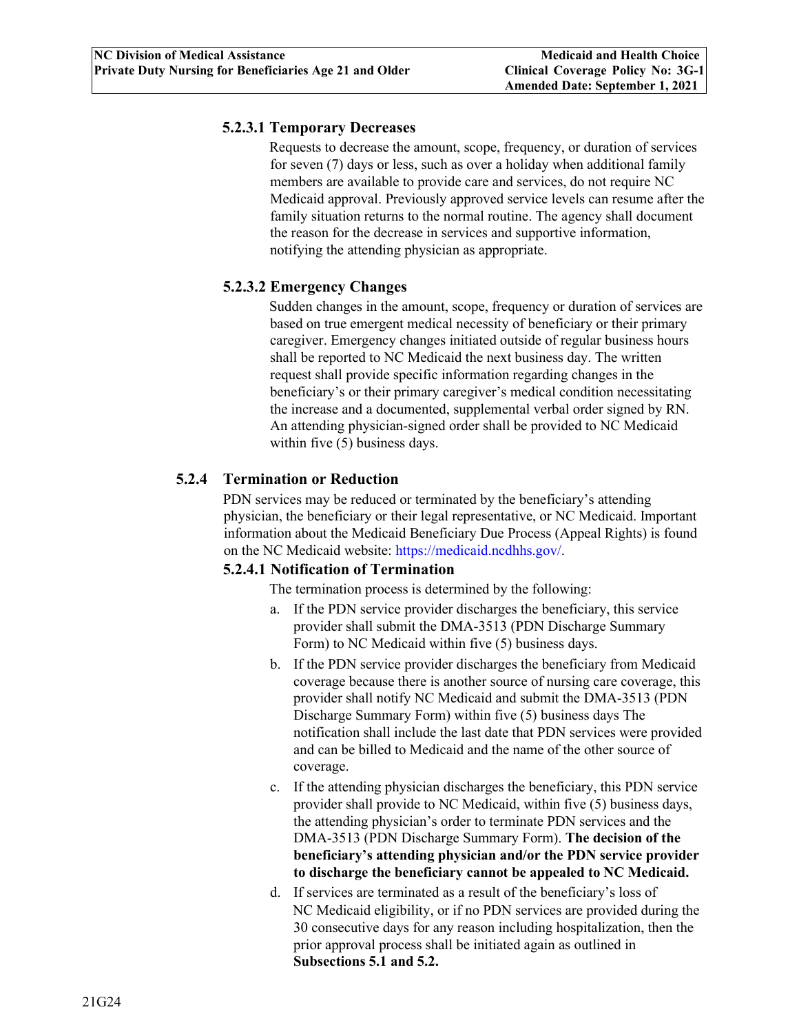#### 5.2.3.1 Temporary Decreases

Requests to decrease the amount, scope, frequency, or duration of services for seven (7) days or less, such as over a holiday when additional family members are available to provide care and services, do not require NC Medicaid approval. Previously approved service levels can resume after the family situation returns to the normal routine. The agency shall document the reason for the decrease in services and supportive information, notifying the attending physician as appropriate.

#### 5.2.3.2 Emergency Changes

Sudden changes in the amount, scope, frequency or duration of services are based on true emergent medical necessity of beneficiary or their primary caregiver. Emergency changes initiated outside of regular business hours shall be reported to NC Medicaid the next business day. The written request shall provide specific information regarding changes in the beneficiary's or their primary caregiver's medical condition necessitating the increase and a documented, supplemental verbal order signed by RN. An attending physician-signed order shall be provided to NC Medicaid within five (5) business days.

### 5.2.4 Termination or Reduction

PDN services may be reduced or terminated by the beneficiary's attending physician, the beneficiary or their legal representative, or NC Medicaid. Important information about the Medicaid Beneficiary Due Process (Appeal Rights) is found on the NC Medicaid website: https://medicaid.ncdhhs.gov/.

#### 5.2.4.1 Notification of Termination

The termination process is determined by the following:

a. If the PDN service provider discharges the beneficiary, this service provider shall submit the DMA-3513 (PDN Discharge Summary Form) to NC Medicaid within five (5) business days.

b. If the PDN service provider discharges the beneficiary from Medicaid coverage because there is another source of nursing care coverage, this provider shall notify NC Medicaid and submit the DMA-3513 (PDN Discharge Summary Form) within five (5) business days The notification shall include the last date that PDN services were provided and can be billed to Medicaid and the name of the other source of coverage.

c. If the attending physician discharges the beneficiary, this PDN service provider shall provide to NC Medicaid, within five (5) business days, the attending physician's order to terminate PDN services and the DMA-3513 (PDN Discharge Summary Form). **The decision of the beneficiary's attending physician and/or the PDN service provider to discharge the beneficiary cannot be appealed to NC Medicaid.**

d. If services are terminated as a result of the beneficiary's loss of NC Medicaid eligibility, or if no PDN services are provided during the 30 consecutive days for any reason including hospitalization, then the prior approval process shall be initiated again as outlined in **Subsections 5.1 and 5.2.**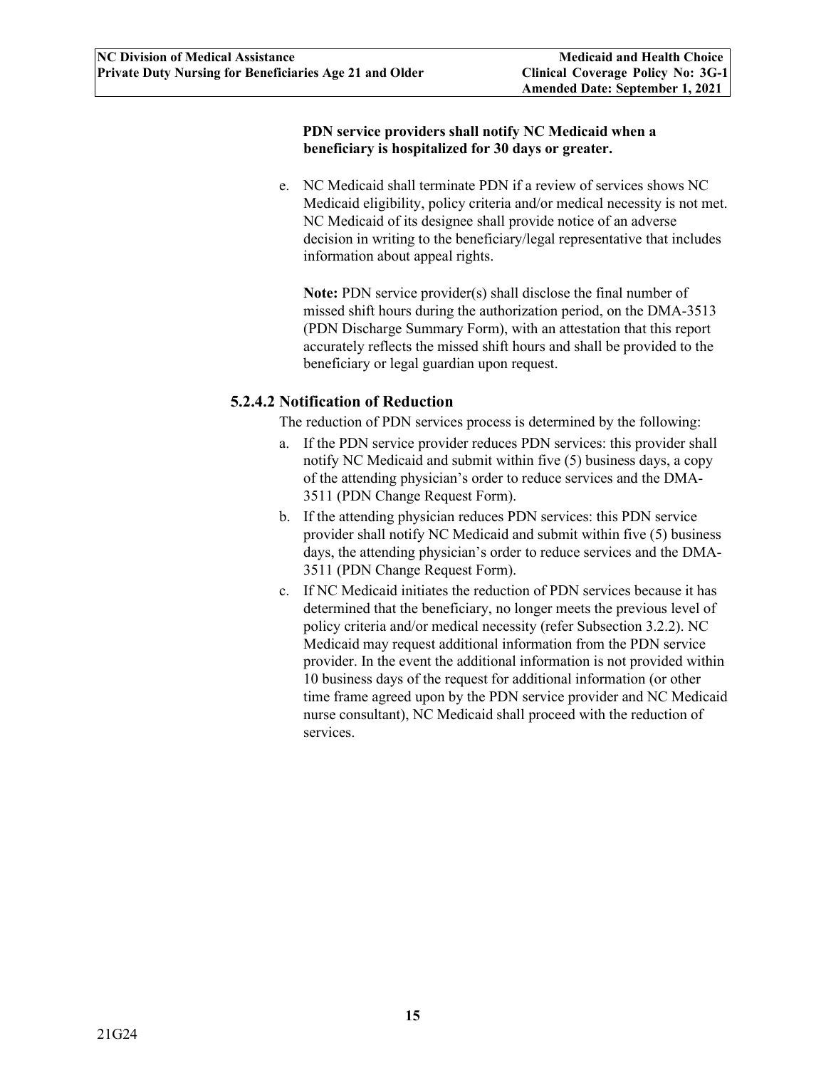**PDN service providers shall notify NC Medicaid when a beneficiary is hospitalized for 30 days or greater.**

e. NC Medicaid shall terminate PDN if a review of services shows NC Medicaid eligibility, policy criteria and/or medical necessity is not met. NC Medicaid of its designee shall provide notice of an adverse decision in writing to the beneficiary/legal representative that includes information about appeal rights.

   **Note:** PDN service provider(s) shall disclose the final number of missed shift hours during the authorization period, on the DMA-3513 (PDN Discharge Summary Form), with an attestation that this report accurately reflects the missed shift hours and shall be provided to the beneficiary or legal guardian upon request.

### 5.2.4.2 Notification of Reduction

The reduction of PDN services process is determined by the following:

a. If the PDN service provider reduces PDN services: this provider shall notify NC Medicaid and submit within five (5) business days, a copy of the attending physician's order to reduce services and the DMA-3511 (PDN Change Request Form).
b. If the attending physician reduces PDN services: this PDN service provider shall notify NC Medicaid and submit within five (5) business days, the attending physician's order to reduce services and the DMA-3511 (PDN Change Request Form).
c. If NC Medicaid initiates the reduction of PDN services because it has determined that the beneficiary, no longer meets the previous level of policy criteria and/or medical necessity (refer Subsection 3.2.2). NC Medicaid may request additional information from the PDN service provider. In the event the additional information is not provided within 10 business days of the request for additional information (or other time frame agreed upon by the PDN service provider and NC Medicaid nurse consultant), NC Medicaid shall proceed with the reduction of services.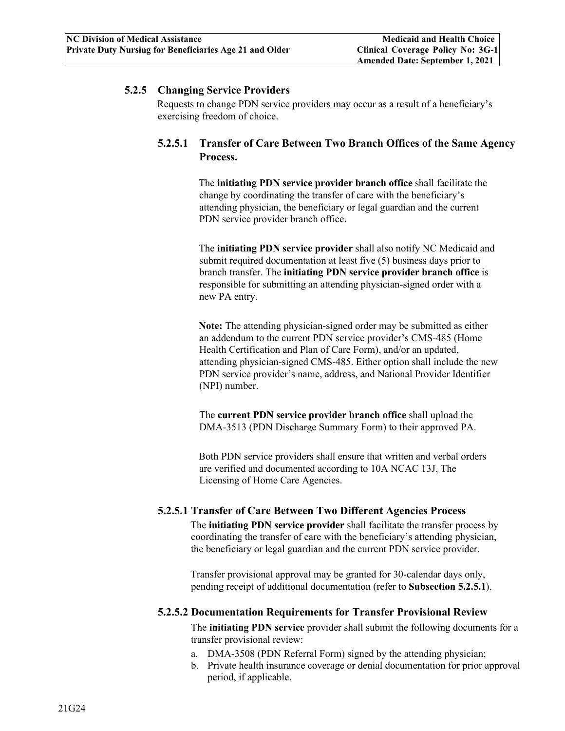### 5.2.5 Changing Service Providers

Requests to change PDN service providers may occur as a result of a beneficiary's exercising freedom of choice.

#### 5.2.5.1 Transfer of Care Between Two Branch Offices of the Same Agency Process.

The **initiating PDN service provider branch office** shall facilitate the change by coordinating the transfer of care with the beneficiary's attending physician, the beneficiary or legal guardian and the current PDN service provider branch office.

The **initiating PDN service provider** shall also notify NC Medicaid and submit required documentation at least five (5) business days prior to branch transfer. The **initiating PDN service provider branch office** is responsible for submitting an attending physician-signed order with a new PA entry.

**Note:** The attending physician-signed order may be submitted as either an addendum to the current PDN service provider's CMS-485 (Home Health Certification and Plan of Care Form), and/or an updated, attending physician-signed CMS-485. Either option shall include the new PDN service provider's name, address, and National Provider Identifier (NPI) number.

The **current PDN service provider branch office** shall upload the DMA-3513 (PDN Discharge Summary Form) to their approved PA.

Both PDN service providers shall ensure that written and verbal orders are verified and documented according to 10A NCAC 13J, The Licensing of Home Care Agencies.

#### 5.2.5.1 Transfer of Care Between Two Different Agencies Process

The **initiating PDN service provider** shall facilitate the transfer process by coordinating the transfer of care with the beneficiary's attending physician, the beneficiary or legal guardian and the current PDN service provider.

Transfer provisional approval may be granted for 30-calendar days only, pending receipt of additional documentation (refer to **Subsection 5.2.5.1**).

#### 5.2.5.2 Documentation Requirements for Transfer Provisional Review

The **initiating PDN service** provider shall submit the following documents for a transfer provisional review:

a. DMA-3508 (PDN Referral Form) signed by the attending physician;
b. Private health insurance coverage or denial documentation for prior approval period, if applicable.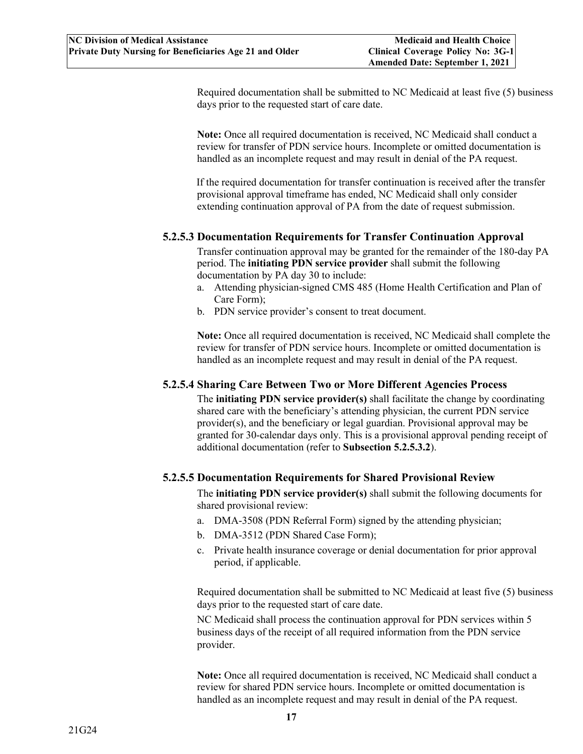Required documentation shall be submitted to NC Medicaid at least five (5) business days prior to the requested start of care date.

**Note:** Once all required documentation is received, NC Medicaid shall conduct a review for transfer of PDN service hours. Incomplete or omitted documentation is handled as an incomplete request and may result in denial of the PA request.

If the required documentation for transfer continuation is received after the transfer provisional approval timeframe has ended, NC Medicaid shall only consider extending continuation approval of PA from the date of request submission.

### 5.2.5.3 Documentation Requirements for Transfer Continuation Approval

Transfer continuation approval may be granted for the remainder of the 180-day PA period. The **initiating PDN service provider** shall submit the following documentation by PA day 30 to include:

a. Attending physician-signed CMS 485 (Home Health Certification and Plan of Care Form);
b. PDN service provider's consent to treat document.

**Note:** Once all required documentation is received, NC Medicaid shall complete the review for transfer of PDN service hours. Incomplete or omitted documentation is handled as an incomplete request and may result in denial of the PA request.

### 5.2.5.4 Sharing Care Between Two or More Different Agencies Process

The **initiating PDN service provider(s)** shall facilitate the change by coordinating shared care with the beneficiary's attending physician, the current PDN service provider(s), and the beneficiary or legal guardian. Provisional approval may be granted for 30-calendar days only. This is a provisional approval pending receipt of additional documentation (refer to **Subsection 5.2.5.3.2**).

### 5.2.5.5 Documentation Requirements for Shared Provisional Review

The **initiating PDN service provider(s)** shall submit the following documents for shared provisional review:

a. DMA-3508 (PDN Referral Form) signed by the attending physician;
b. DMA-3512 (PDN Shared Case Form);
c. Private health insurance coverage or denial documentation for prior approval period, if applicable.

Required documentation shall be submitted to NC Medicaid at least five (5) business days prior to the requested start of care date.

NC Medicaid shall process the continuation approval for PDN services within 5 business days of the receipt of all required information from the PDN service provider.

**Note:** Once all required documentation is received, NC Medicaid shall conduct a review for shared PDN service hours. Incomplete or omitted documentation is handled as an incomplete request and may result in denial of the PA request.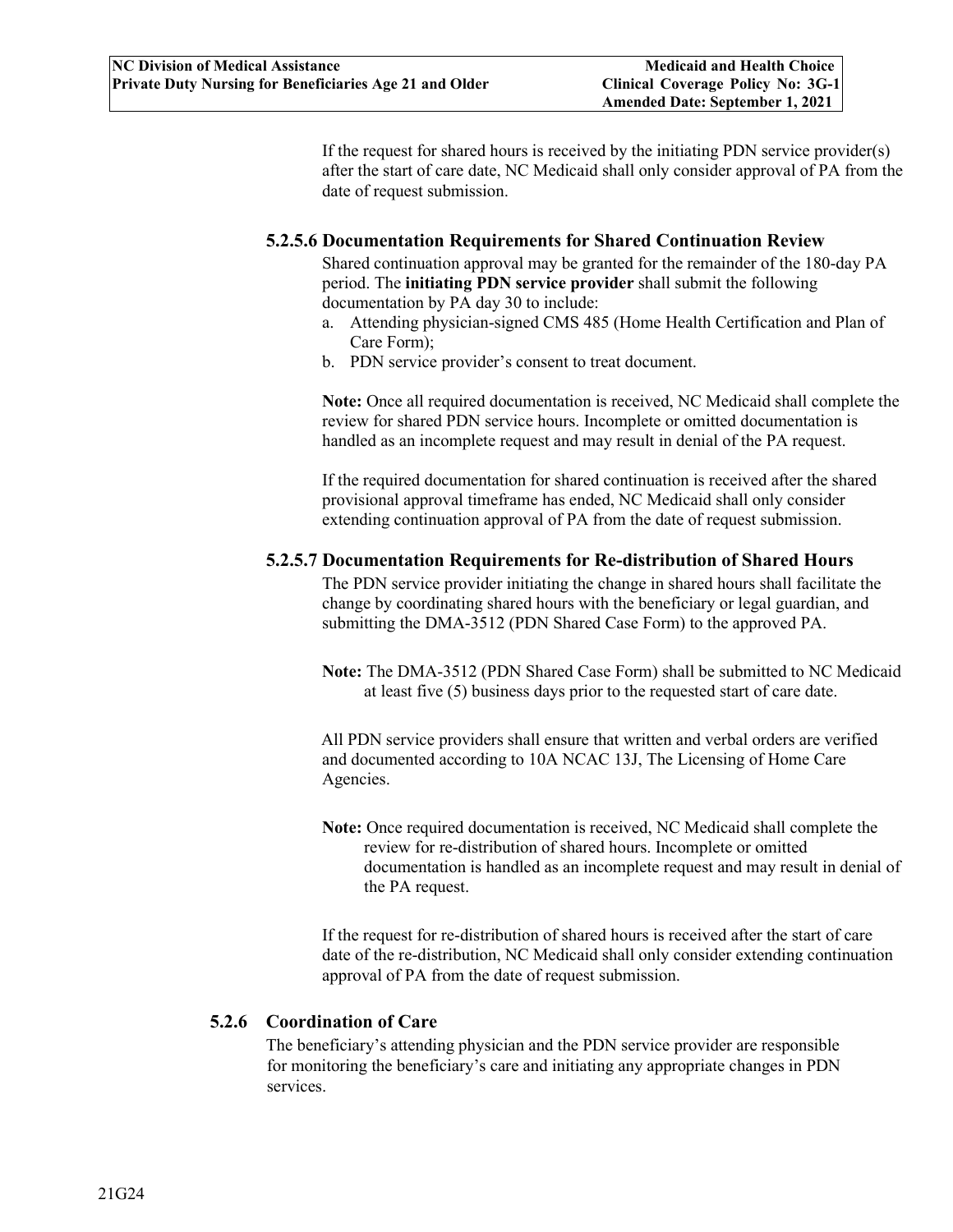If the request for shared hours is received by the initiating PDN service provider(s) after the start of care date, NC Medicaid shall only consider approval of PA from the date of request submission.

#### 5.2.5.6 Documentation Requirements for Shared Continuation Review

Shared continuation approval may be granted for the remainder of the 180-day PA period. The **initiating PDN service provider** shall submit the following documentation by PA day 30 to include:

a. Attending physician-signed CMS 485 (Home Health Certification and Plan of Care Form);
b. PDN service provider's consent to treat document.

**Note:** Once all required documentation is received, NC Medicaid shall complete the review for shared PDN service hours. Incomplete or omitted documentation is handled as an incomplete request and may result in denial of the PA request.

If the required documentation for shared continuation is received after the shared provisional approval timeframe has ended, NC Medicaid shall only consider extending continuation approval of PA from the date of request submission.

#### 5.2.5.7 Documentation Requirements for Re-distribution of Shared Hours

The PDN service provider initiating the change in shared hours shall facilitate the change by coordinating shared hours with the beneficiary or legal guardian, and submitting the DMA-3512 (PDN Shared Case Form) to the approved PA.

**Note:** The DMA-3512 (PDN Shared Case Form) shall be submitted to NC Medicaid at least five (5) business days prior to the requested start of care date.

All PDN service providers shall ensure that written and verbal orders are verified and documented according to 10A NCAC 13J, The Licensing of Home Care Agencies.

**Note:** Once required documentation is received, NC Medicaid shall complete the review for re-distribution of shared hours. Incomplete or omitted documentation is handled as an incomplete request and may result in denial of the PA request.

If the request for re-distribution of shared hours is received after the start of care date of the re-distribution, NC Medicaid shall only consider extending continuation approval of PA from the date of request submission.

### 5.2.6 Coordination of Care

The beneficiary's attending physician and the PDN service provider are responsible for monitoring the beneficiary's care and initiating any appropriate changes in PDN services.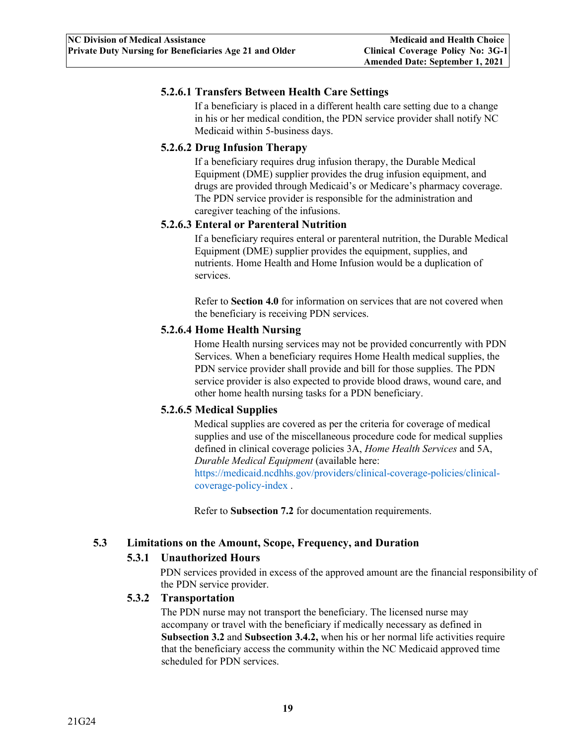#### 5.2.6.1 Transfers Between Health Care Settings

If a beneficiary is placed in a different health care setting due to a change in his or her medical condition, the PDN service provider shall notify NC Medicaid within 5-business days.

#### 5.2.6.2 Drug Infusion Therapy

If a beneficiary requires drug infusion therapy, the Durable Medical Equipment (DME) supplier provides the drug infusion equipment, and drugs are provided through Medicaid's or Medicare's pharmacy coverage. The PDN service provider is responsible for the administration and caregiver teaching of the infusions.

#### 5.2.6.3 Enteral or Parenteral Nutrition

If a beneficiary requires enteral or parenteral nutrition, the Durable Medical Equipment (DME) supplier provides the equipment, supplies, and nutrients. Home Health and Home Infusion would be a duplication of services.

Refer to **Section 4.0** for information on services that are not covered when the beneficiary is receiving PDN services.

#### 5.2.6.4 Home Health Nursing

Home Health nursing services may not be provided concurrently with PDN Services. When a beneficiary requires Home Health medical supplies, the PDN service provider shall provide and bill for those supplies. The PDN service provider is also expected to provide blood draws, wound care, and other home health nursing tasks for a PDN beneficiary.

#### 5.2.6.5 Medical Supplies

Medical supplies are covered as per the criteria for coverage of medical supplies and use of the miscellaneous procedure code for medical supplies defined in clinical coverage policies 3A, *Home Health Services* and 5A, *Durable Medical Equipment* (available here: https://medicaid.ncdhhs.gov/providers/clinical-coverage-policies/clinical-coverage-policy-index .

Refer to **Subsection 7.2** for documentation requirements.

## 5.3 Limitations on the Amount, Scope, Frequency, and Duration

### 5.3.1 Unauthorized Hours

PDN services provided in excess of the approved amount are the financial responsibility of the PDN service provider.

### 5.3.2 Transportation

The PDN nurse may not transport the beneficiary. The licensed nurse may accompany or travel with the beneficiary if medically necessary as defined in **Subsection 3.2** and **Subsection 3.4.2,** when his or her normal life activities require that the beneficiary access the community within the NC Medicaid approved time scheduled for PDN services.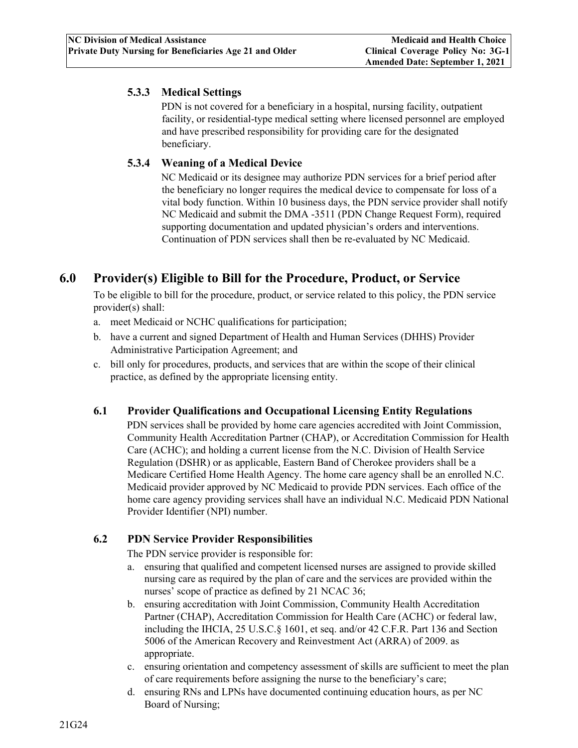### 5.3.3 Medical Settings

PDN is not covered for a beneficiary in a hospital, nursing facility, outpatient facility, or residential-type medical setting where licensed personnel are employed and have prescribed responsibility for providing care for the designated beneficiary.

### 5.3.4 Weaning of a Medical Device

NC Medicaid or its designee may authorize PDN services for a brief period after the beneficiary no longer requires the medical device to compensate for loss of a vital body function. Within 10 business days, the PDN service provider shall notify NC Medicaid and submit the DMA -3511 (PDN Change Request Form), required supporting documentation and updated physician's orders and interventions. Continuation of PDN services shall then be re-evaluated by NC Medicaid.

# 6.0 Provider(s) Eligible to Bill for the Procedure, Product, or Service

To be eligible to bill for the procedure, product, or service related to this policy, the PDN service provider(s) shall:

a. meet Medicaid or NCHC qualifications for participation;
b. have a current and signed Department of Health and Human Services (DHHS) Provider Administrative Participation Agreement; and
c. bill only for procedures, products, and services that are within the scope of their clinical practice, as defined by the appropriate licensing entity.

## 6.1 Provider Qualifications and Occupational Licensing Entity Regulations

PDN services shall be provided by home care agencies accredited with Joint Commission, Community Health Accreditation Partner (CHAP), or Accreditation Commission for Health Care (ACHC); and holding a current license from the N.C. Division of Health Service Regulation (DSHR) or as applicable, Eastern Band of Cherokee providers shall be a Medicare Certified Home Health Agency. The home care agency shall be an enrolled N.C. Medicaid provider approved by NC Medicaid to provide PDN services. Each office of the home care agency providing services shall have an individual N.C. Medicaid PDN National Provider Identifier (NPI) number.

## 6.2 PDN Service Provider Responsibilities

The PDN service provider is responsible for:

a. ensuring that qualified and competent licensed nurses are assigned to provide skilled nursing care as required by the plan of care and the services are provided within the nurses' scope of practice as defined by 21 NCAC 36;
b. ensuring accreditation with Joint Commission, Community Health Accreditation Partner (CHAP), Accreditation Commission for Health Care (ACHC) or federal law, including the IHCIA, 25 U.S.C.§ 1601, et seq. and/or 42 C.F.R. Part 136 and Section 5006 of the American Recovery and Reinvestment Act (ARRA) of 2009. as appropriate.
c. ensuring orientation and competency assessment of skills are sufficient to meet the plan of care requirements before assigning the nurse to the beneficiary's care;
d. ensuring RNs and LPNs have documented continuing education hours, as per NC Board of Nursing;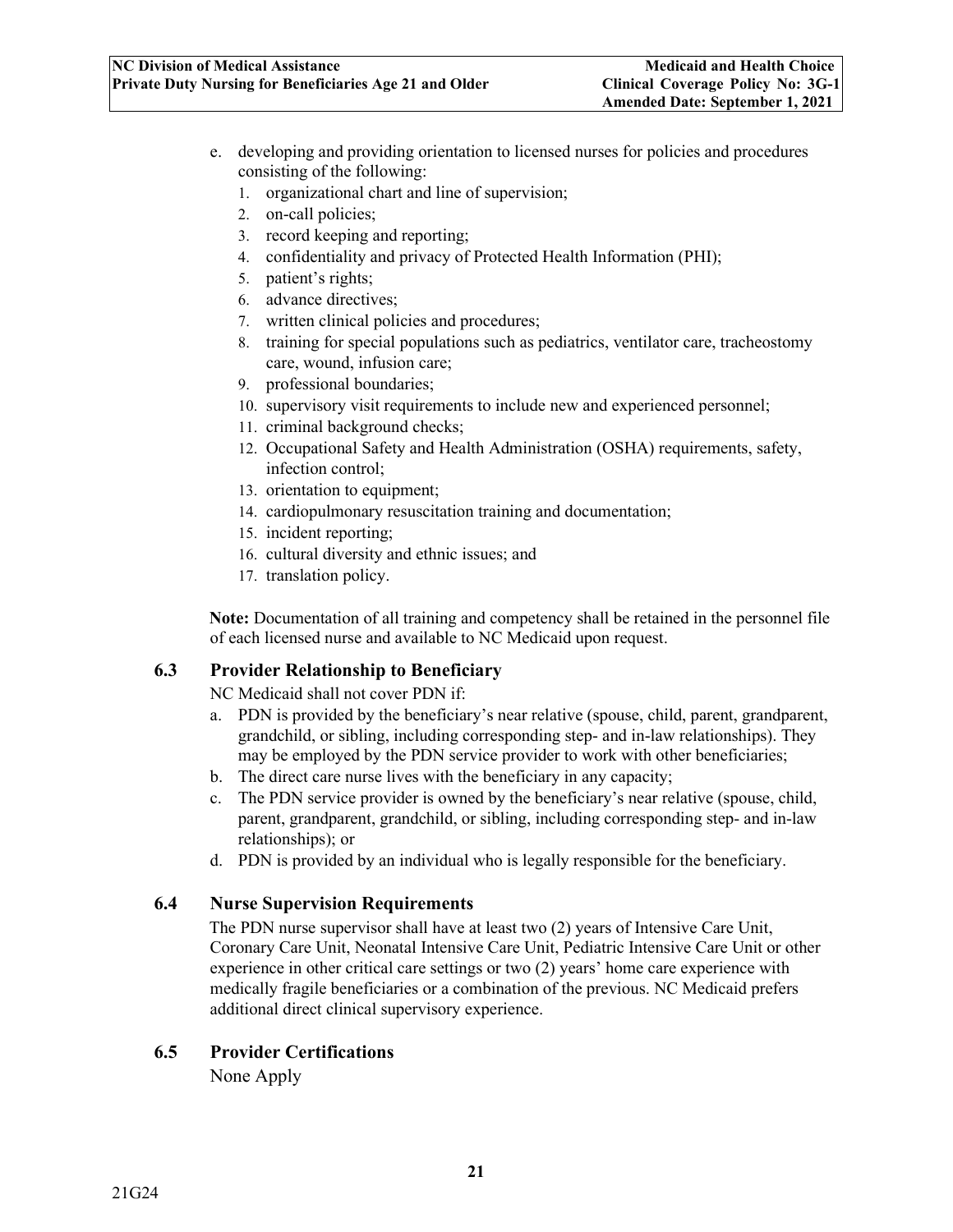e. developing and providing orientation to licensed nurses for policies and procedures consisting of the following:
   1. organizational chart and line of supervision;
   2. on-call policies;
   3. record keeping and reporting;
   4. confidentiality and privacy of Protected Health Information (PHI);
   5. patient's rights;
   6. advance directives;
   7. written clinical policies and procedures;
   8. training for special populations such as pediatrics, ventilator care, tracheostomy care, wound, infusion care;
   9. professional boundaries;
   10. supervisory visit requirements to include new and experienced personnel;
   11. criminal background checks;
   12. Occupational Safety and Health Administration (OSHA) requirements, safety, infection control;
   13. orientation to equipment;
   14. cardiopulmonary resuscitation training and documentation;
   15. incident reporting;
   16. cultural diversity and ethnic issues; and
   17. translation policy.

**Note:** Documentation of all training and competency shall be retained in the personnel file of each licensed nurse and available to NC Medicaid upon request.

### 6.3 Provider Relationship to Beneficiary

NC Medicaid shall not cover PDN if:

a. PDN is provided by the beneficiary's near relative (spouse, child, parent, grandparent, grandchild, or sibling, including corresponding step- and in-law relationships). They may be employed by the PDN service provider to work with other beneficiaries;
b. The direct care nurse lives with the beneficiary in any capacity;
c. The PDN service provider is owned by the beneficiary's near relative (spouse, child, parent, grandparent, grandchild, or sibling, including corresponding step- and in-law relationships); or
d. PDN is provided by an individual who is legally responsible for the beneficiary.

### 6.4 Nurse Supervision Requirements

The PDN nurse supervisor shall have at least two (2) years of Intensive Care Unit, Coronary Care Unit, Neonatal Intensive Care Unit, Pediatric Intensive Care Unit or other experience in other critical care settings or two (2) years' home care experience with medically fragile beneficiaries or a combination of the previous. NC Medicaid prefers additional direct clinical supervisory experience.

### 6.5 Provider Certifications

None Apply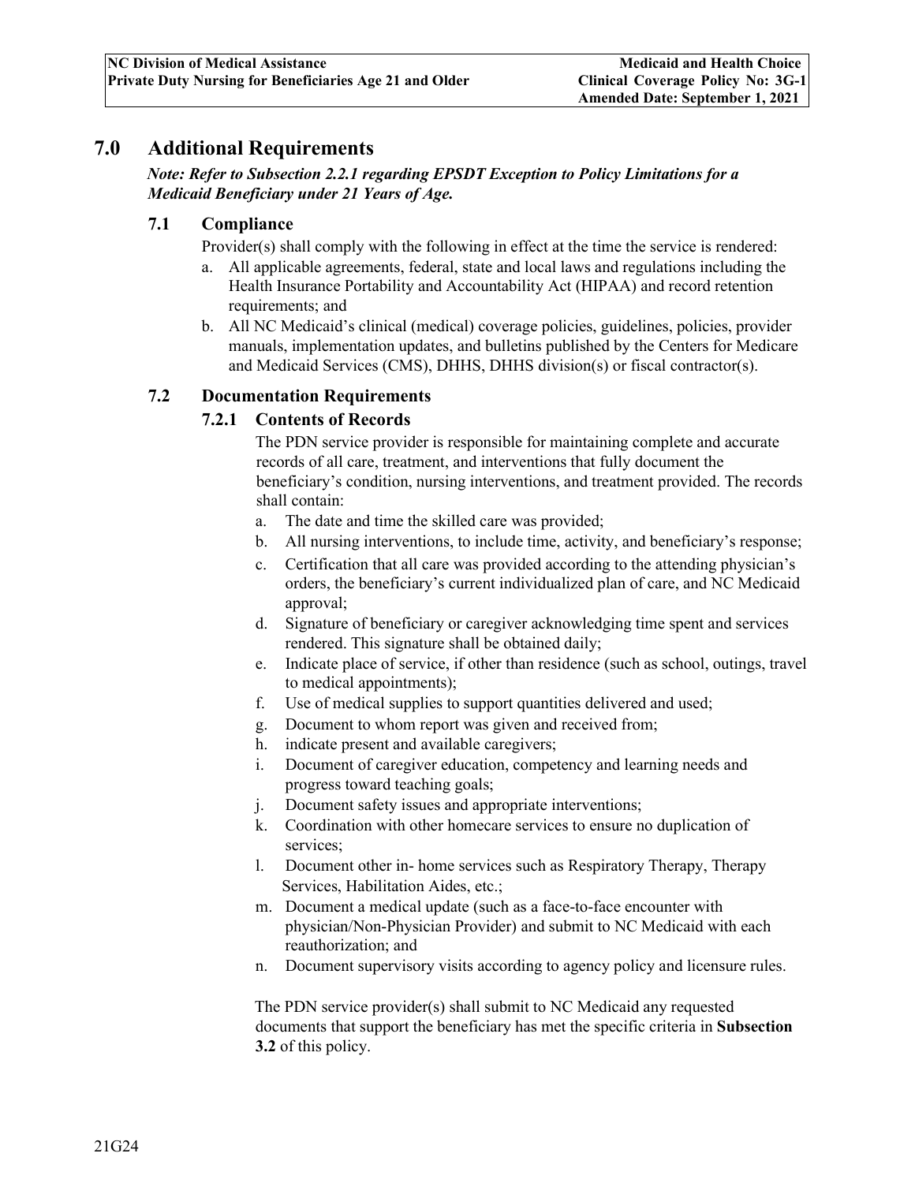# 7.0 Additional Requirements

***Note: Refer to Subsection 2.2.1 regarding EPSDT Exception to Policy Limitations for a Medicaid Beneficiary under 21 Years of Age.***

## 7.1 Compliance

Provider(s) shall comply with the following in effect at the time the service is rendered:

a. All applicable agreements, federal, state and local laws and regulations including the Health Insurance Portability and Accountability Act (HIPAA) and record retention requirements; and
b. All NC Medicaid's clinical (medical) coverage policies, guidelines, policies, provider manuals, implementation updates, and bulletins published by the Centers for Medicare and Medicaid Services (CMS), DHHS, DHHS division(s) or fiscal contractor(s).

## 7.2 Documentation Requirements

### 7.2.1 Contents of Records

The PDN service provider is responsible for maintaining complete and accurate records of all care, treatment, and interventions that fully document the beneficiary's condition, nursing interventions, and treatment provided. The records shall contain:

a. The date and time the skilled care was provided;
b. All nursing interventions, to include time, activity, and beneficiary's response;
c. Certification that all care was provided according to the attending physician's orders, the beneficiary's current individualized plan of care, and NC Medicaid approval;
d. Signature of beneficiary or caregiver acknowledging time spent and services rendered. This signature shall be obtained daily;
e. Indicate place of service, if other than residence (such as school, outings, travel to medical appointments);
f. Use of medical supplies to support quantities delivered and used;
g. Document to whom report was given and received from;
h. indicate present and available caregivers;
i. Document of caregiver education, competency and learning needs and progress toward teaching goals;
j. Document safety issues and appropriate interventions;
k. Coordination with other homecare services to ensure no duplication of services;
l. Document other in- home services such as Respiratory Therapy, Therapy Services, Habilitation Aides, etc.;
m. Document a medical update (such as a face-to-face encounter with physician/Non-Physician Provider) and submit to NC Medicaid with each reauthorization; and
n. Document supervisory visits according to agency policy and licensure rules.

The PDN service provider(s) shall submit to NC Medicaid any requested documents that support the beneficiary has met the specific criteria in **Subsection 3.2** of this policy.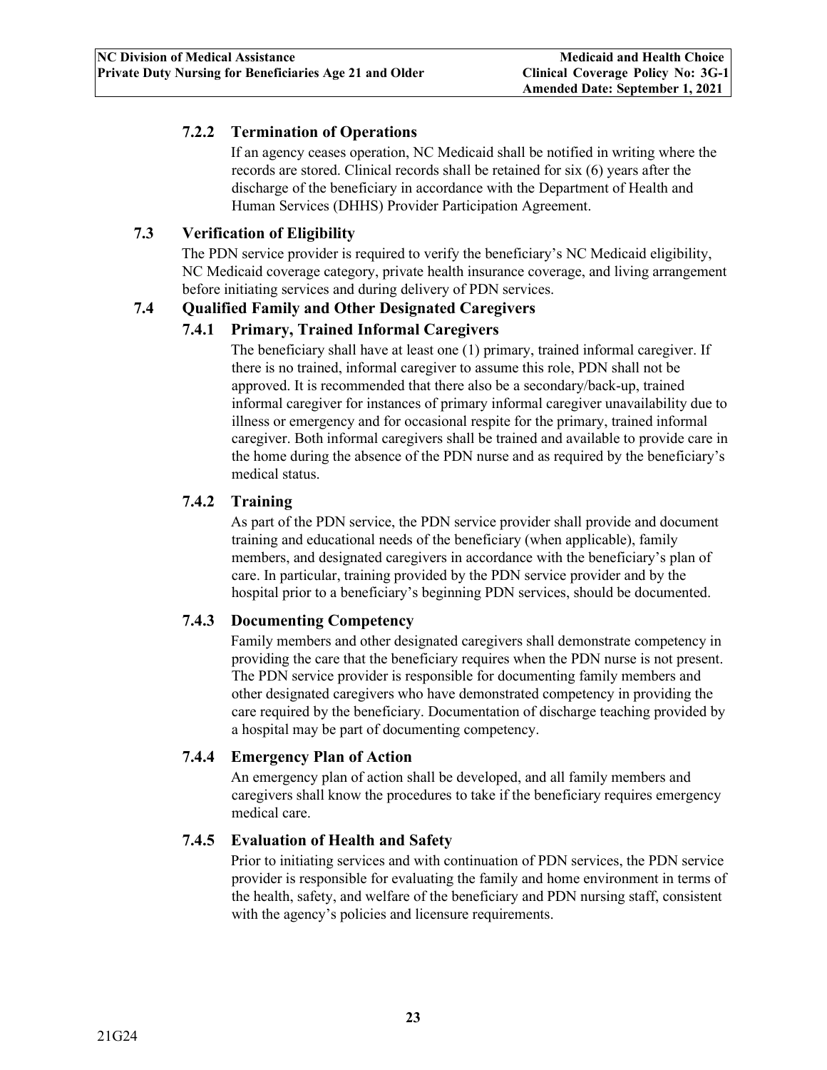### 7.2.2 Termination of Operations

If an agency ceases operation, NC Medicaid shall be notified in writing where the records are stored. Clinical records shall be retained for six (6) years after the discharge of the beneficiary in accordance with the Department of Health and Human Services (DHHS) Provider Participation Agreement.

## 7.3 Verification of Eligibility

The PDN service provider is required to verify the beneficiary's NC Medicaid eligibility, NC Medicaid coverage category, private health insurance coverage, and living arrangement before initiating services and during delivery of PDN services.

## 7.4 Qualified Family and Other Designated Caregivers

### 7.4.1 Primary, Trained Informal Caregivers

The beneficiary shall have at least one (1) primary, trained informal caregiver. If there is no trained, informal caregiver to assume this role, PDN shall not be approved. It is recommended that there also be a secondary/back-up, trained informal caregiver for instances of primary informal caregiver unavailability due to illness or emergency and for occasional respite for the primary, trained informal caregiver. Both informal caregivers shall be trained and available to provide care in the home during the absence of the PDN nurse and as required by the beneficiary's medical status.

### 7.4.2 Training

As part of the PDN service, the PDN service provider shall provide and document training and educational needs of the beneficiary (when applicable), family members, and designated caregivers in accordance with the beneficiary's plan of care. In particular, training provided by the PDN service provider and by the hospital prior to a beneficiary's beginning PDN services, should be documented.

### 7.4.3 Documenting Competency

Family members and other designated caregivers shall demonstrate competency in providing the care that the beneficiary requires when the PDN nurse is not present. The PDN service provider is responsible for documenting family members and other designated caregivers who have demonstrated competency in providing the care required by the beneficiary. Documentation of discharge teaching provided by a hospital may be part of documenting competency.

### 7.4.4 Emergency Plan of Action

An emergency plan of action shall be developed, and all family members and caregivers shall know the procedures to take if the beneficiary requires emergency medical care.

### 7.4.5 Evaluation of Health and Safety

Prior to initiating services and with continuation of PDN services, the PDN service provider is responsible for evaluating the family and home environment in terms of the health, safety, and welfare of the beneficiary and PDN nursing staff, consistent with the agency's policies and licensure requirements.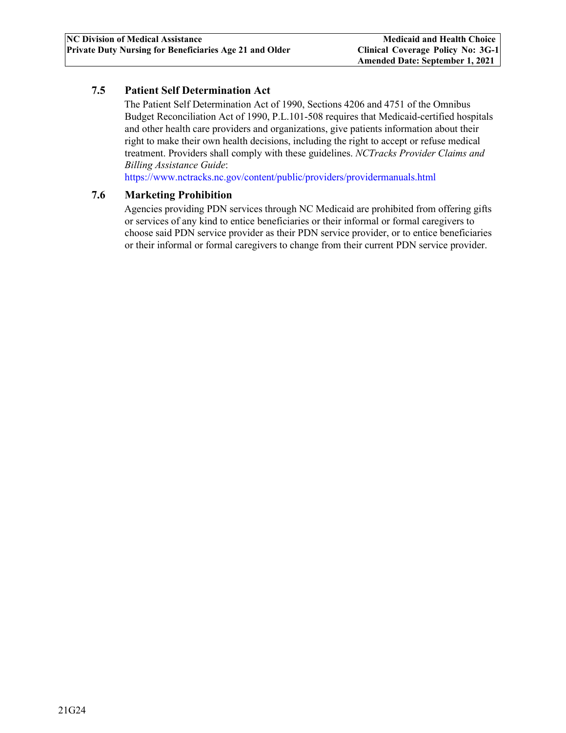### 7.5 Patient Self Determination Act

The Patient Self Determination Act of 1990, Sections 4206 and 4751 of the Omnibus Budget Reconciliation Act of 1990, P.L.101-508 requires that Medicaid-certified hospitals and other health care providers and organizations, give patients information about their right to make their own health decisions, including the right to accept or refuse medical treatment. Providers shall comply with these guidelines. *NCTracks Provider Claims and Billing Assistance Guide*:
https://www.nctracks.nc.gov/content/public/providers/providermanuals.html

### 7.6 Marketing Prohibition

Agencies providing PDN services through NC Medicaid are prohibited from offering gifts or services of any kind to entice beneficiaries or their informal or formal caregivers to choose said PDN service provider as their PDN service provider, or to entice beneficiaries or their informal or formal caregivers to change from their current PDN service provider.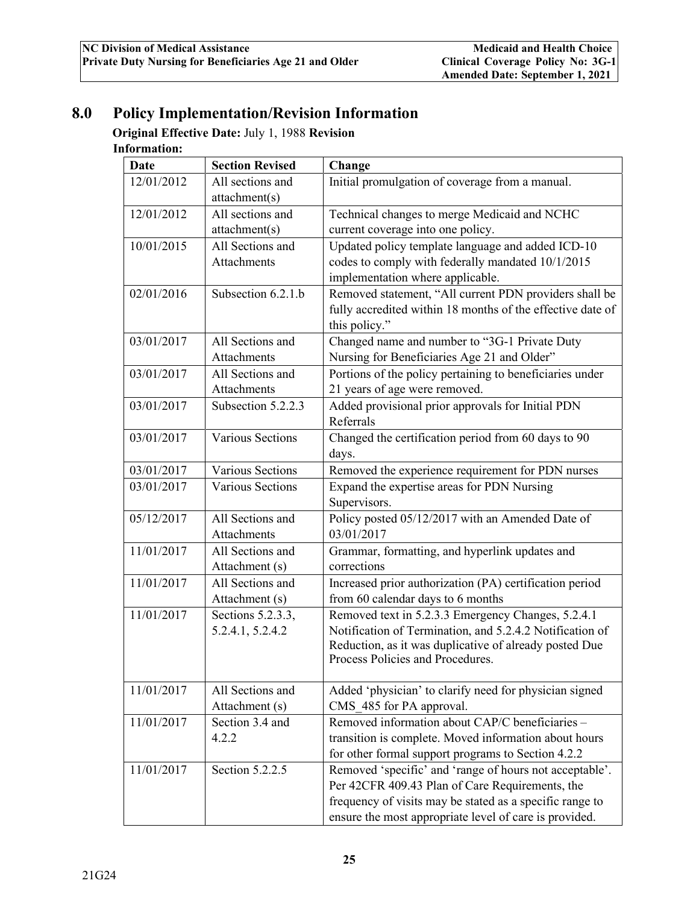## 8.0 Policy Implementation/Revision Information

**Original Effective Date:** July 1, 1988 **Revision Information:**

| Date | Section Revised | Change |
|---|---|---|
| 12/01/2012 | All sections and attachment(s) | Initial promulgation of coverage from a manual. |
| 12/01/2012 | All sections and attachment(s) | Technical changes to merge Medicaid and NCHC current coverage into one policy. |
| 10/01/2015 | All Sections and Attachments | Updated policy template language and added ICD-10 codes to comply with federally mandated 10/1/2015 implementation where applicable. |
| 02/01/2016 | Subsection 6.2.1.b | Removed statement, "All current PDN providers shall be fully accredited within 18 months of the effective date of this policy." |
| 03/01/2017 | All Sections and Attachments | Changed name and number to "3G-1 Private Duty Nursing for Beneficiaries Age 21 and Older" |
| 03/01/2017 | All Sections and Attachments | Portions of the policy pertaining to beneficiaries under 21 years of age were removed. |
| 03/01/2017 | Subsection 5.2.2.3 | Added provisional prior approvals for Initial PDN Referrals |
| 03/01/2017 | Various Sections | Changed the certification period from 60 days to 90 days. |
| 03/01/2017 | Various Sections | Removed the experience requirement for PDN nurses |
| 03/01/2017 | Various Sections | Expand the expertise areas for PDN Nursing Supervisors. |
| 05/12/2017 | All Sections and Attachments | Policy posted 05/12/2017 with an Amended Date of 03/01/2017 |
| 11/01/2017 | All Sections and Attachment (s) | Grammar, formatting, and hyperlink updates and corrections |
| 11/01/2017 | All Sections and Attachment (s) | Increased prior authorization (PA) certification period from 60 calendar days to 6 months |
| 11/01/2017 | Sections 5.2.3.3, 5.2.4.1, 5.2.4.2 | Removed text in 5.2.3.3 Emergency Changes, 5.2.4.1 Notification of Termination, and 5.2.4.2 Notification of Reduction, as it was duplicative of already posted Due Process Policies and Procedures. |
| 11/01/2017 | All Sections and Attachment (s) | Added 'physician' to clarify need for physician signed CMS_485 for PA approval. |
| 11/01/2017 | Section 3.4 and 4.2.2 | Removed information about CAP/C beneficiaries – transition is complete. Moved information about hours for other formal support programs to Section 4.2.2 |
| 11/01/2017 | Section 5.2.2.5 | Removed 'specific' and 'range of hours not acceptable'. Per 42CFR 409.43 Plan of Care Requirements, the frequency of visits may be stated as a specific range to ensure the most appropriate level of care is provided. |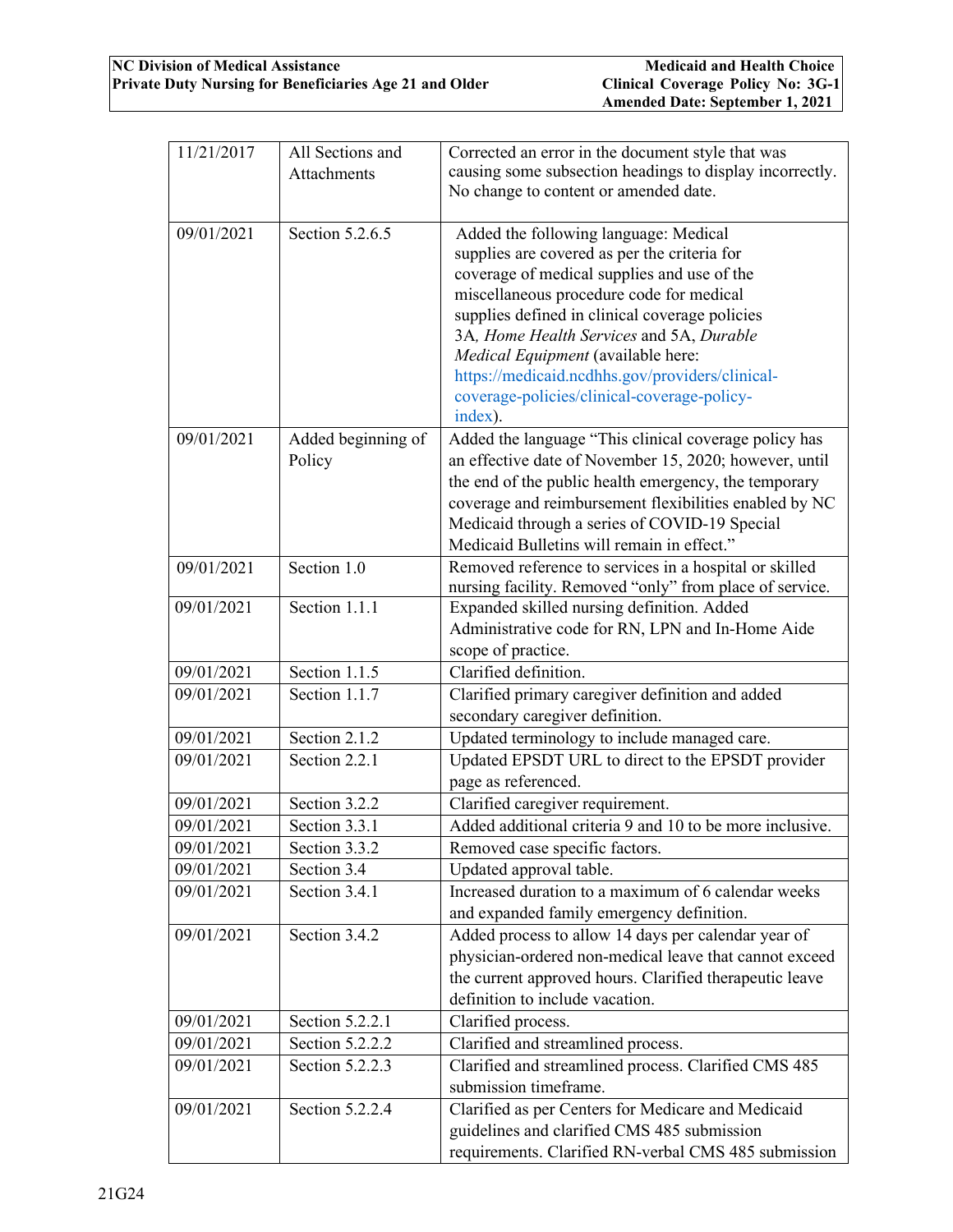| | | |
|---|---|---|
| 11/21/2017 | All Sections and Attachments | Corrected an error in the document style that was causing some subsection headings to display incorrectly. No change to content or amended date. |
| 09/01/2021 | Section 5.2.6.5 | Added the following language: Medical supplies are covered as per the criteria for coverage of medical supplies and use of the miscellaneous procedure code for medical supplies defined in clinical coverage policies 3A, *Home Health Services* and 5A, *Durable Medical Equipment* (available here: https://medicaid.ncdhhs.gov/providers/clinical-coverage-policies/clinical-coverage-policy-index). |
| 09/01/2021 | Added beginning of Policy | Added the language "This clinical coverage policy has an effective date of November 15, 2020; however, until the end of the public health emergency, the temporary coverage and reimbursement flexibilities enabled by NC Medicaid through a series of COVID-19 Special Medicaid Bulletins will remain in effect." |
| 09/01/2021 | Section 1.0 | Removed reference to services in a hospital or skilled nursing facility. Removed "only" from place of service. |
| 09/01/2021 | Section 1.1.1 | Expanded skilled nursing definition. Added Administrative code for RN, LPN and In-Home Aide scope of practice. |
| 09/01/2021 | Section 1.1.5 | Clarified definition. |
| 09/01/2021 | Section 1.1.7 | Clarified primary caregiver definition and added secondary caregiver definition. |
| 09/01/2021 | Section 2.1.2 | Updated terminology to include managed care. |
| 09/01/2021 | Section 2.2.1 | Updated EPSDT URL to direct to the EPSDT provider page as referenced. |
| 09/01/2021 | Section 3.2.2 | Clarified caregiver requirement. |
| 09/01/2021 | Section 3.3.1 | Added additional criteria 9 and 10 to be more inclusive. |
| 09/01/2021 | Section 3.3.2 | Removed case specific factors. |
| 09/01/2021 | Section 3.4 | Updated approval table. |
| 09/01/2021 | Section 3.4.1 | Increased duration to a maximum of 6 calendar weeks and expanded family emergency definition. |
| 09/01/2021 | Section 3.4.2 | Added process to allow 14 days per calendar year of physician-ordered non-medical leave that cannot exceed the current approved hours. Clarified therapeutic leave definition to include vacation. |
| 09/01/2021 | Section 5.2.2.1 | Clarified process. |
| 09/01/2021 | Section 5.2.2.2 | Clarified and streamlined process. |
| 09/01/2021 | Section 5.2.2.3 | Clarified and streamlined process. Clarified CMS 485 submission timeframe. |
| 09/01/2021 | Section 5.2.2.4 | Clarified as per Centers for Medicare and Medicaid guidelines and clarified CMS 485 submission requirements. Clarified RN-verbal CMS 485 submission |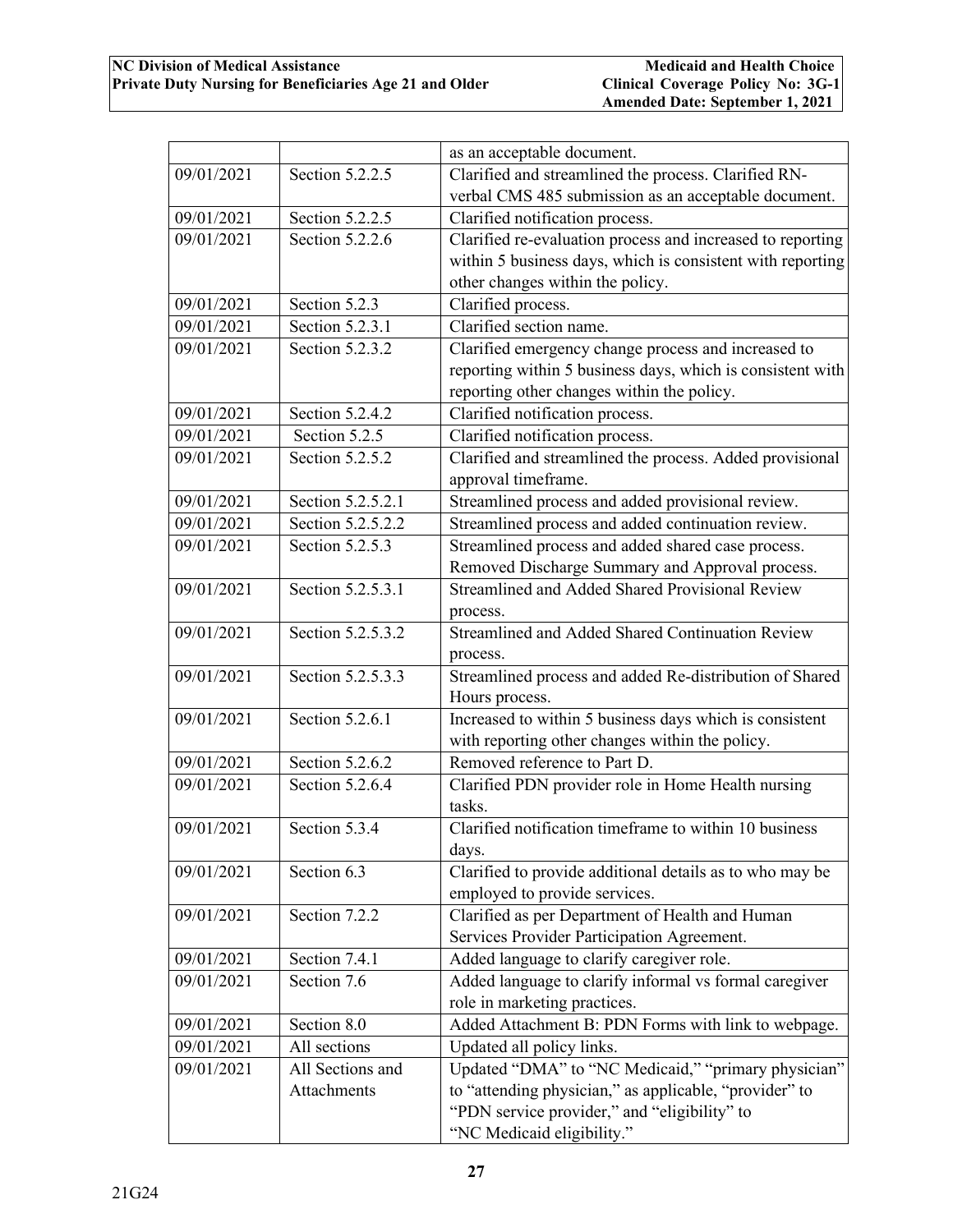| | | |
|---|---|---|
| | | as an acceptable document. |
| 09/01/2021 | Section 5.2.2.5 | Clarified and streamlined the process. Clarified RN-verbal CMS 485 submission as an acceptable document. |
| 09/01/2021 | Section 5.2.2.5 | Clarified notification process. |
| 09/01/2021 | Section 5.2.2.6 | Clarified re-evaluation process and increased to reporting within 5 business days, which is consistent with reporting other changes within the policy. |
| 09/01/2021 | Section 5.2.3 | Clarified process. |
| 09/01/2021 | Section 5.2.3.1 | Clarified section name. |
| 09/01/2021 | Section 5.2.3.2 | Clarified emergency change process and increased to reporting within 5 business days, which is consistent with reporting other changes within the policy. |
| 09/01/2021 | Section 5.2.4.2 | Clarified notification process. |
| 09/01/2021 | Section 5.2.5 | Clarified notification process. |
| 09/01/2021 | Section 5.2.5.2 | Clarified and streamlined the process. Added provisional approval timeframe. |
| 09/01/2021 | Section 5.2.5.2.1 | Streamlined process and added provisional review. |
| 09/01/2021 | Section 5.2.5.2.2 | Streamlined process and added continuation review. |
| 09/01/2021 | Section 5.2.5.3 | Streamlined process and added shared case process. Removed Discharge Summary and Approval process. |
| 09/01/2021 | Section 5.2.5.3.1 | Streamlined and Added Shared Provisional Review process. |
| 09/01/2021 | Section 5.2.5.3.2 | Streamlined and Added Shared Continuation Review process. |
| 09/01/2021 | Section 5.2.5.3.3 | Streamlined process and added Re-distribution of Shared Hours process. |
| 09/01/2021 | Section 5.2.6.1 | Increased to within 5 business days which is consistent with reporting other changes within the policy. |
| 09/01/2021 | Section 5.2.6.2 | Removed reference to Part D. |
| 09/01/2021 | Section 5.2.6.4 | Clarified PDN provider role in Home Health nursing tasks. |
| 09/01/2021 | Section 5.3.4 | Clarified notification timeframe to within 10 business days. |
| 09/01/2021 | Section 6.3 | Clarified to provide additional details as to who may be employed to provide services. |
| 09/01/2021 | Section 7.2.2 | Clarified as per Department of Health and Human Services Provider Participation Agreement. |
| 09/01/2021 | Section 7.4.1 | Added language to clarify caregiver role. |
| 09/01/2021 | Section 7.6 | Added language to clarify informal vs formal caregiver role in marketing practices. |
| 09/01/2021 | Section 8.0 | Added Attachment B: PDN Forms with link to webpage. |
| 09/01/2021 | All sections | Updated all policy links. |
| 09/01/2021 | All Sections and Attachments | Updated "DMA" to "NC Medicaid," "primary physician" to "attending physician," as applicable, "provider" to "PDN service provider," and "eligibility" to "NC Medicaid eligibility." |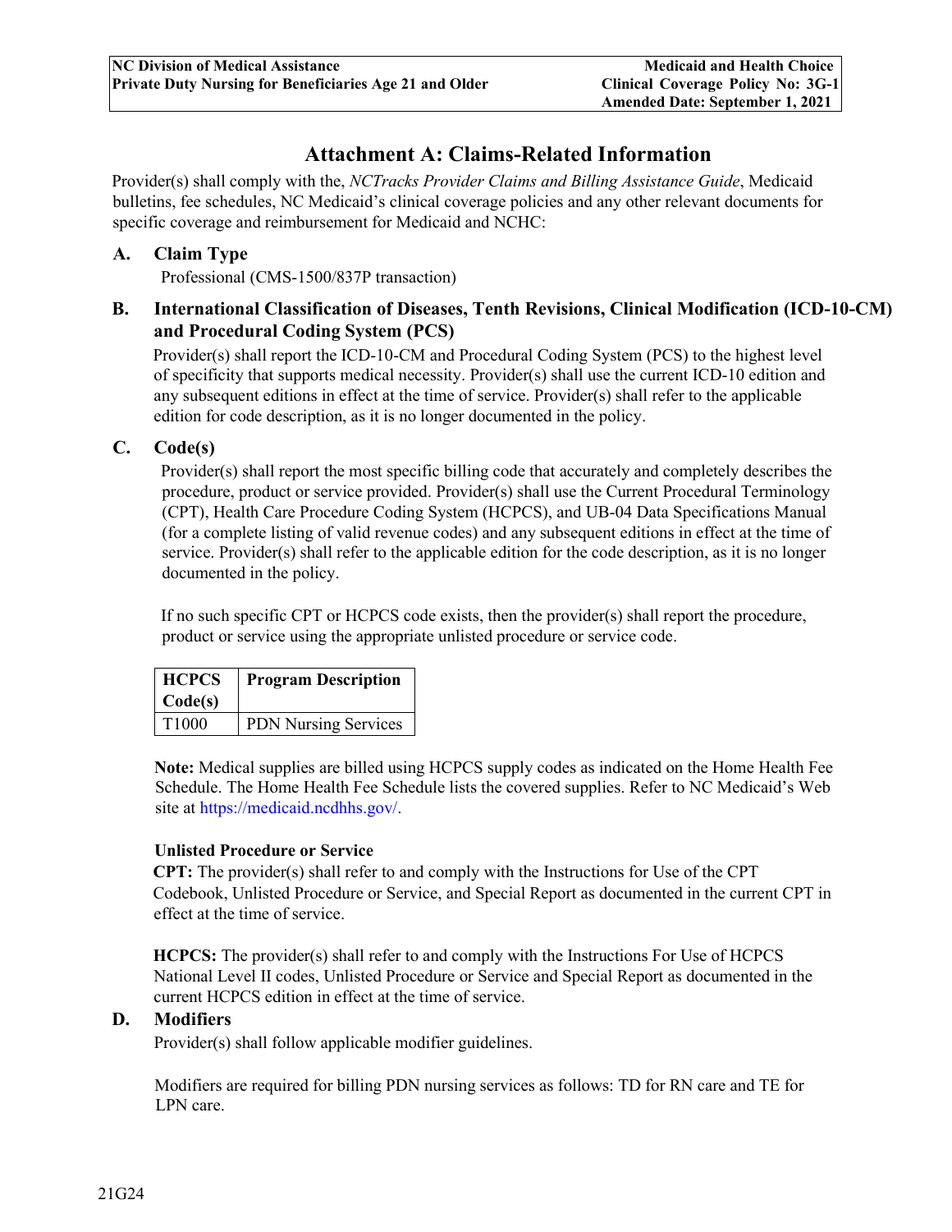# Attachment A: Claims-Related Information

Provider(s) shall comply with the, *NCTracks Provider Claims and Billing Assistance Guide*, Medicaid bulletins, fee schedules, NC Medicaid's clinical coverage policies and any other relevant documents for specific coverage and reimbursement for Medicaid and NCHC:

## A. Claim Type

Professional (CMS-1500/837P transaction)

## B. International Classification of Diseases, Tenth Revisions, Clinical Modification (ICD-10-CM) and Procedural Coding System (PCS)

Provider(s) shall report the ICD-10-CM and Procedural Coding System (PCS) to the highest level of specificity that supports medical necessity. Provider(s) shall use the current ICD-10 edition and any subsequent editions in effect at the time of service. Provider(s) shall refer to the applicable edition for code description, as it is no longer documented in the policy.

## C. Code(s)

Provider(s) shall report the most specific billing code that accurately and completely describes the procedure, product or service provided. Provider(s) shall use the Current Procedural Terminology (CPT), Health Care Procedure Coding System (HCPCS), and UB-04 Data Specifications Manual (for a complete listing of valid revenue codes) and any subsequent editions in effect at the time of service. Provider(s) shall refer to the applicable edition for the code description, as it is no longer documented in the policy.

If no such specific CPT or HCPCS code exists, then the provider(s) shall report the procedure, product or service using the appropriate unlisted procedure or service code.

| HCPCS Code(s) | Program Description |
|---|---|
| T1000 | PDN Nursing Services |

**Note:** Medical supplies are billed using HCPCS supply codes as indicated on the Home Health Fee Schedule. The Home Health Fee Schedule lists the covered supplies. Refer to NC Medicaid's Web site at https://medicaid.ncdhhs.gov/.

**Unlisted Procedure or Service**

**CPT:** The provider(s) shall refer to and comply with the Instructions for Use of the CPT Codebook, Unlisted Procedure or Service, and Special Report as documented in the current CPT in effect at the time of service.

**HCPCS:** The provider(s) shall refer to and comply with the Instructions For Use of HCPCS National Level II codes, Unlisted Procedure or Service and Special Report as documented in the current HCPCS edition in effect at the time of service.

## D. Modifiers

Provider(s) shall follow applicable modifier guidelines.

Modifiers are required for billing PDN nursing services as follows: TD for RN care and TE for LPN care.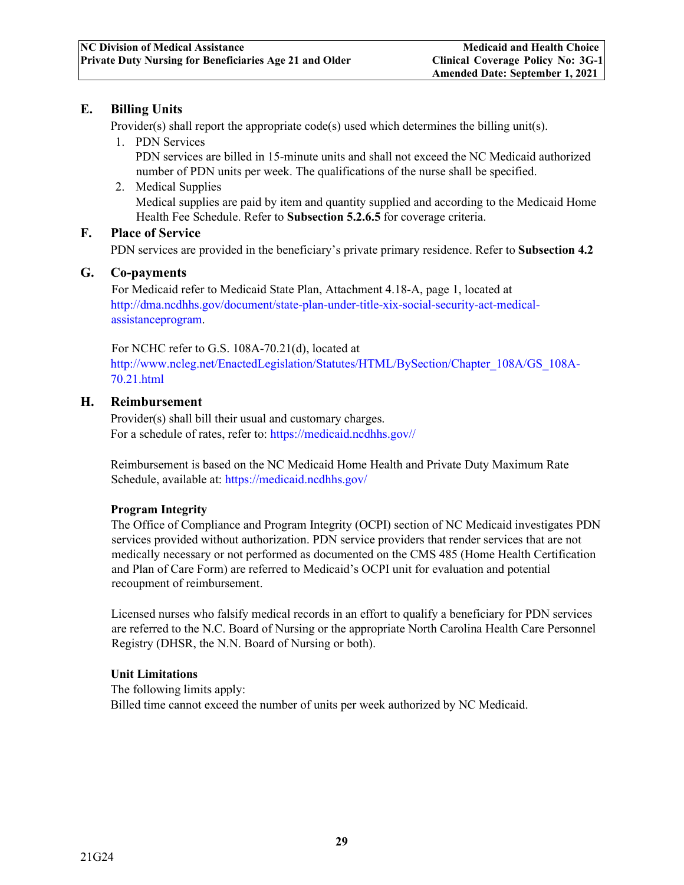## E. Billing Units

Provider(s) shall report the appropriate code(s) used which determines the billing unit(s).

1. PDN Services
   PDN services are billed in 15-minute units and shall not exceed the NC Medicaid authorized number of PDN units per week. The qualifications of the nurse shall be specified.
2. Medical Supplies
   Medical supplies are paid by item and quantity supplied and according to the Medicaid Home Health Fee Schedule. Refer to **Subsection 5.2.6.5** for coverage criteria.

## F. Place of Service

PDN services are provided in the beneficiary's private primary residence. Refer to **Subsection 4.2**

## G. Co-payments

For Medicaid refer to Medicaid State Plan, Attachment 4.18-A, page 1, located at http://dma.ncdhhs.gov/document/state-plan-under-title-xix-social-security-act-medical-assistanceprogram.

For NCHC refer to G.S. 108A-70.21(d), located at http://www.ncleg.net/EnactedLegislation/Statutes/HTML/BySection/Chapter_108A/GS_108A-70.21.html

## H. Reimbursement

Provider(s) shall bill their usual and customary charges.
For a schedule of rates, refer to: https://medicaid.ncdhhs.gov//

Reimbursement is based on the NC Medicaid Home Health and Private Duty Maximum Rate Schedule, available at: https://medicaid.ncdhhs.gov/

**Program Integrity**

The Office of Compliance and Program Integrity (OCPI) section of NC Medicaid investigates PDN services provided without authorization. PDN service providers that render services that are not medically necessary or not performed as documented on the CMS 485 (Home Health Certification and Plan of Care Form) are referred to Medicaid's OCPI unit for evaluation and potential recoupment of reimbursement.

Licensed nurses who falsify medical records in an effort to qualify a beneficiary for PDN services are referred to the N.C. Board of Nursing or the appropriate North Carolina Health Care Personnel Registry (DHSR, the N.N. Board of Nursing or both).

**Unit Limitations**

The following limits apply:
Billed time cannot exceed the number of units per week authorized by NC Medicaid.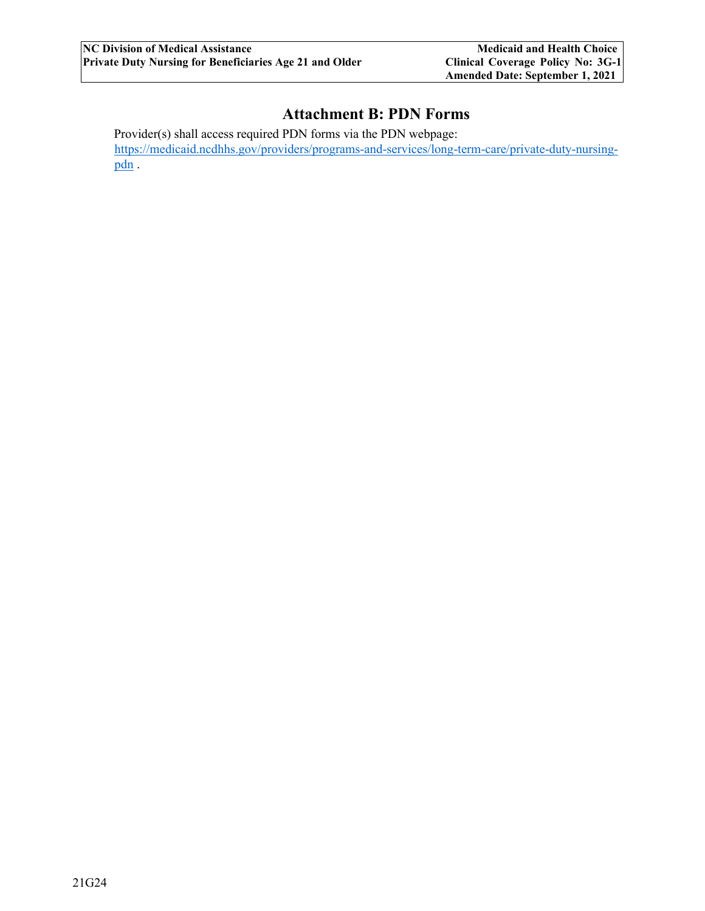# Attachment B: PDN Forms

Provider(s) shall access required PDN forms via the PDN webpage: https://medicaid.ncdhhs.gov/providers/programs-and-services/long-term-care/private-duty-nursing-pdn .